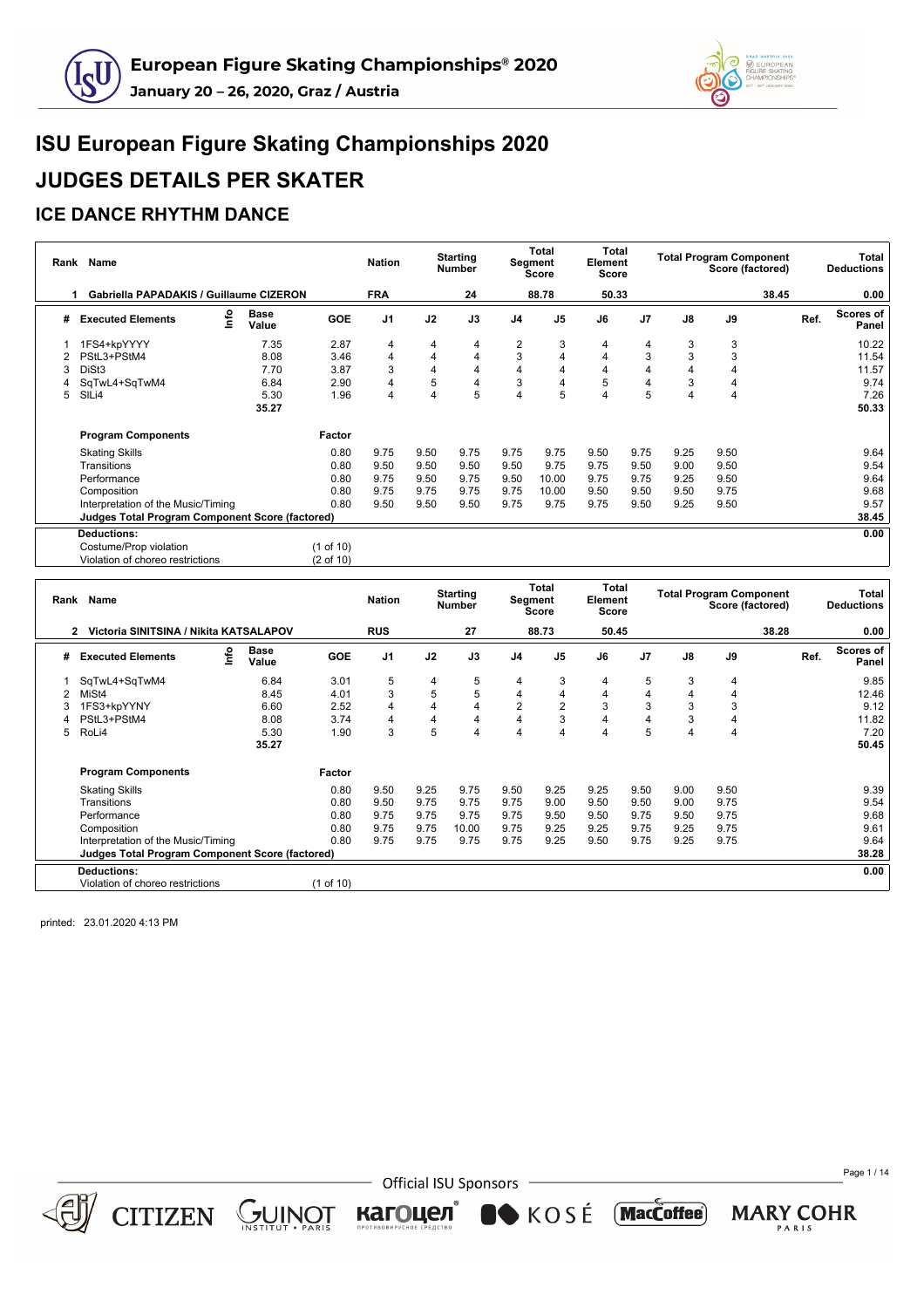# ISU European Figure Skating Championships 2020

# JUDGES DETAILS PER SKATER

## ICE DANCE RHYTHM DANCE

| Rank | Name | Nation | Starting Number | Total Segment Score | Total Element Score | Total Program Component Score (factored) | Total Deductions |
|---|---|---|---|---|---|---|---|
| 1 | Gabriella PAPADAKIS / Guillaume CIZERON | FRA | 24 | 88.78 | 50.33 | 38.45 | 0.00 |

| # | Executed Elements | Info | Base Value | GOE | J1 | J2 | J3 | J4 | J5 | J6 | J7 | J8 | J9 | Ref. | Scores of Panel |
|---|---|---|---|---|---|---|---|---|---|---|---|---|---|---|---|
| 1 | 1FS4+kpYYYY | | 7.35 | 2.87 | 4 | 4 | 4 | 2 | 3 | 4 | 4 | 3 | 3 | | 10.22 |
| 2 | PStL3+PStM4 | | 8.08 | 3.46 | 4 | 4 | 4 | 3 | 4 | 4 | 3 | 3 | 3 | | 11.54 |
| 3 | DiSt3 | | 7.70 | 3.87 | 3 | 4 | 4 | 4 | 4 | 4 | 4 | 4 | 4 | | 11.57 |
| 4 | SqTwL4+SqTwM4 | | 6.84 | 2.90 | 4 | 5 | 4 | 3 | 4 | 5 | 4 | 3 | 4 | | 9.74 |
| 5 | SlLi4 | | 5.30 | 1.96 | 4 | 4 | 5 | 4 | 5 | 4 | 5 | 4 | 4 | | 7.26 |
| | | | 35.27 | | | | | | | | | | | | 50.33 |

| Program Components | Factor | J1 | J2 | J3 | J4 | J5 | J6 | J7 | J8 | J9 | Ref. | Scores of Panel |
|---|---|---|---|---|---|---|---|---|---|---|---|---|
| Skating Skills | 0.80 | 9.75 | 9.50 | 9.75 | 9.75 | 9.75 | 9.50 | 9.75 | 9.25 | 9.50 | | 9.64 |
| Transitions | 0.80 | 9.50 | 9.50 | 9.50 | 9.50 | 9.75 | 9.75 | 9.50 | 9.00 | 9.50 | | 9.54 |
| Performance | 0.80 | 9.75 | 9.50 | 9.75 | 9.50 | 10.00 | 9.75 | 9.75 | 9.25 | 9.50 | | 9.64 |
| Composition | 0.80 | 9.75 | 9.75 | 9.75 | 9.75 | 10.00 | 9.50 | 9.50 | 9.50 | 9.75 | | 9.68 |
| Interpretation of the Music/Timing | 0.80 | 9.50 | 9.50 | 9.50 | 9.75 | 9.75 | 9.75 | 9.50 | 9.25 | 9.50 | | 9.57 |
| **Judges Total Program Component Score (factored)** | | | | | | | | | | | | 38.45 |

| Deductions: | | 0.00 |
|---|---|---|
| Costume/Prop violation | (1 of 10) | |
| Violation of choreo restrictions | (2 of 10) | |

| Rank | Name | Nation | Starting Number | Total Segment Score | Total Element Score | Total Program Component Score (factored) | Total Deductions |
|---|---|---|---|---|---|---|---|
| 2 | Victoria SINITSINA / Nikita KATSALAPOV | RUS | 27 | 88.73 | 50.45 | 38.28 | 0.00 |

| # | Executed Elements | Info | Base Value | GOE | J1 | J2 | J3 | J4 | J5 | J6 | J7 | J8 | J9 | Ref. | Scores of Panel |
|---|---|---|---|---|---|---|---|---|---|---|---|---|---|---|---|
| 1 | SqTwL4+SqTwM4 | | 6.84 | 3.01 | 5 | 4 | 5 | 4 | 3 | 4 | 5 | 3 | 4 | | 9.85 |
| 2 | MiSt4 | | 8.45 | 4.01 | 3 | 5 | 5 | 4 | 4 | 4 | 4 | 4 | 4 | | 12.46 |
| 3 | 1FS3+kpYYNY | | 6.60 | 2.52 | 4 | 4 | 4 | 2 | 2 | 3 | 3 | 3 | 3 | | 9.12 |
| 4 | PStL3+PStM4 | | 8.08 | 3.74 | 4 | 4 | 4 | 4 | 3 | 4 | 4 | 3 | 4 | | 11.82 |
| 5 | RoLi4 | | 5.30 | 1.90 | 3 | 5 | 4 | 4 | 4 | 4 | 5 | 4 | 4 | | 7.20 |
| | | | 35.27 | | | | | | | | | | | | 50.45 |

| Program Components | Factor | J1 | J2 | J3 | J4 | J5 | J6 | J7 | J8 | J9 | Ref. | Scores of Panel |
|---|---|---|---|---|---|---|---|---|---|---|---|---|
| Skating Skills | 0.80 | 9.50 | 9.25 | 9.75 | 9.50 | 9.25 | 9.25 | 9.50 | 9.00 | 9.50 | | 9.39 |
| Transitions | 0.80 | 9.50 | 9.75 | 9.75 | 9.75 | 9.00 | 9.50 | 9.50 | 9.00 | 9.75 | | 9.54 |
| Performance | 0.80 | 9.75 | 9.75 | 9.75 | 9.75 | 9.50 | 9.50 | 9.75 | 9.50 | 9.75 | | 9.68 |
| Composition | 0.80 | 9.75 | 9.75 | 10.00 | 9.75 | 9.25 | 9.25 | 9.75 | 9.25 | 9.75 | | 9.61 |
| Interpretation of the Music/Timing | 0.80 | 9.75 | 9.75 | 9.75 | 9.75 | 9.25 | 9.50 | 9.75 | 9.25 | 9.75 | | 9.64 |
| **Judges Total Program Component Score (factored)** | | | | | | | | | | | | 38.28 |

| Deductions: | | 0.00 |
|---|---|---|
| Violation of choreo restrictions | (1 of 10) | |

printed: 23.01.2020 4:13 PM

Official ISU Sponsors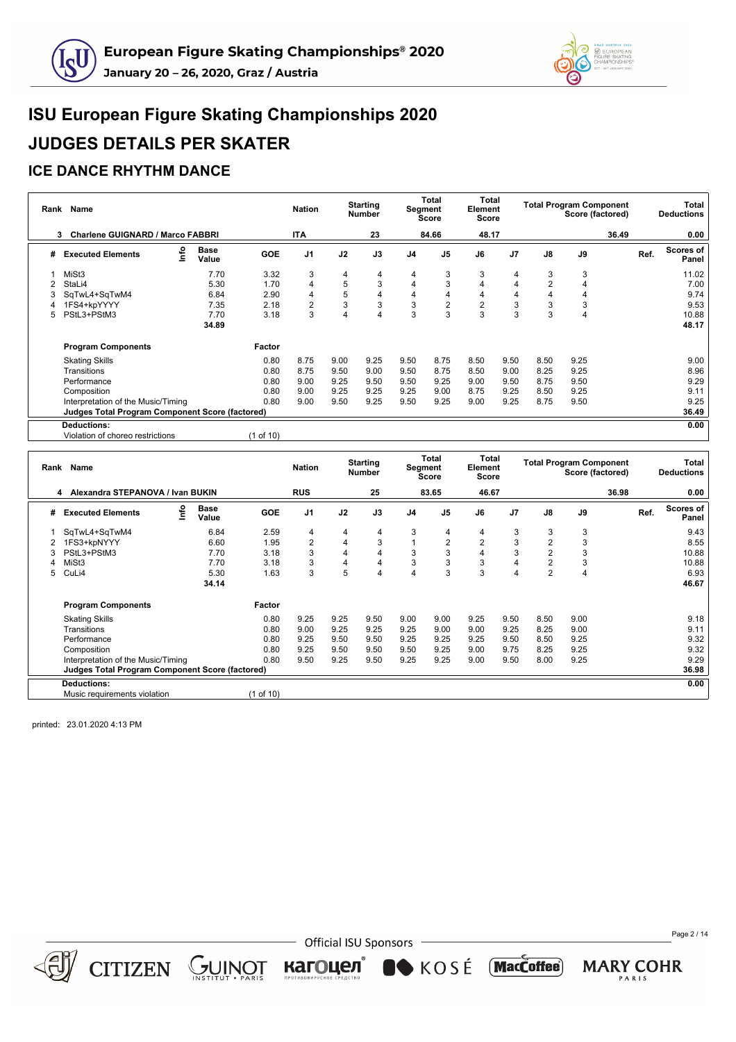# ISU European Figure Skating Championships 2020

# JUDGES DETAILS PER SKATER

## ICE DANCE RHYTHM DANCE

| Rank | Name | Nation | Starting Number | Total Segment Score | Total Element Score | Total Program Component Score (factored) | Total Deductions |
|---|---|---|---|---|---|---|---|
| 3 | Charlene GUIGNARD / Marco FABBRI | ITA | 23 | 84.66 | 48.17 | 36.49 | 0.00 |

| # | Executed Elements | Info | Base Value | GOE | J1 | J2 | J3 | J4 | J5 | J6 | J7 | J8 | J9 | Ref. | Scores of Panel |
|---|---|---|---|---|---|---|---|---|---|---|---|---|---|---|---|
| 1 | MiSt3 | | 7.70 | 3.32 | 3 | 4 | 4 | 4 | 3 | 3 | 4 | 3 | 3 | | 11.02 |
| 2 | StaLi4 | | 5.30 | 1.70 | 4 | 5 | 3 | 4 | 3 | 4 | 4 | 2 | 4 | | 7.00 |
| 3 | SqTwL4+SqTwM4 | | 6.84 | 2.90 | 4 | 5 | 4 | 4 | 4 | 4 | 4 | 4 | 4 | | 9.74 |
| 4 | 1FS4+kpYYYY | | 7.35 | 2.18 | 2 | 3 | 3 | 3 | 2 | 2 | 3 | 3 | 3 | | 9.53 |
| 5 | PStL3+PStM3 | | 7.70 | 3.18 | 3 | 4 | 4 | 3 | 3 | 3 | 3 | 3 | 4 | | 10.88 |
| | | | 34.89 | | | | | | | | | | | | 48.17 |

| Program Components | Factor | J1 | J2 | J3 | J4 | J5 | J6 | J7 | J8 | J9 | | Scores of Panel |
|---|---|---|---|---|---|---|---|---|---|---|---|---|
| Skating Skills | 0.80 | 8.75 | 9.00 | 9.25 | 9.50 | 8.75 | 8.50 | 9.50 | 8.50 | 9.25 | | 9.00 |
| Transitions | 0.80 | 8.75 | 9.50 | 9.00 | 9.50 | 8.75 | 8.50 | 9.00 | 8.25 | 9.25 | | 8.96 |
| Performance | 0.80 | 9.00 | 9.25 | 9.50 | 9.50 | 9.25 | 9.00 | 9.50 | 8.75 | 9.50 | | 9.29 |
| Composition | 0.80 | 9.00 | 9.25 | 9.25 | 9.25 | 9.00 | 8.75 | 9.25 | 8.50 | 9.25 | | 9.11 |
| Interpretation of the Music/Timing | 0.80 | 9.00 | 9.50 | 9.25 | 9.50 | 9.25 | 9.00 | 9.25 | 8.75 | 9.50 | | 9.25 |
| **Judges Total Program Component Score (factored)** | | | | | | | | | | | | **36.49** |

**Deductions:** 0.00

Violation of choreo restrictions (1 of 10)

| Rank | Name | Nation | Starting Number | Total Segment Score | Total Element Score | Total Program Component Score (factored) | Total Deductions |
|---|---|---|---|---|---|---|---|
| 4 | Alexandra STEPANOVA / Ivan BUKIN | RUS | 25 | 83.65 | 46.67 | 36.98 | 0.00 |

| # | Executed Elements | Info | Base Value | GOE | J1 | J2 | J3 | J4 | J5 | J6 | J7 | J8 | J9 | Ref. | Scores of Panel |
|---|---|---|---|---|---|---|---|---|---|---|---|---|---|---|---|
| 1 | SqTwL4+SqTwM4 | | 6.84 | 2.59 | 4 | 4 | 4 | 3 | 4 | 4 | 3 | 3 | 3 | | 9.43 |
| 2 | 1FS3+kpNYYY | | 6.60 | 1.95 | 2 | 4 | 3 | 1 | 2 | 2 | 3 | 2 | 3 | | 8.55 |
| 3 | PStL3+PStM3 | | 7.70 | 3.18 | 3 | 4 | 4 | 3 | 3 | 4 | 3 | 2 | 3 | | 10.88 |
| 4 | MiSt3 | | 7.70 | 3.18 | 3 | 4 | 4 | 3 | 3 | 3 | 4 | 2 | 3 | | 10.88 |
| 5 | CuLi4 | | 5.30 | 1.63 | 3 | 5 | 4 | 4 | 3 | 3 | 4 | 2 | 4 | | 6.93 |
| | | | 34.14 | | | | | | | | | | | | 46.67 |

| Program Components | Factor | J1 | J2 | J3 | J4 | J5 | J6 | J7 | J8 | J9 | | Scores of Panel |
|---|---|---|---|---|---|---|---|---|---|---|---|---|
| Skating Skills | 0.80 | 9.25 | 9.25 | 9.50 | 9.00 | 9.00 | 9.25 | 9.50 | 8.50 | 9.00 | | 9.18 |
| Transitions | 0.80 | 9.00 | 9.25 | 9.25 | 9.25 | 9.00 | 9.00 | 9.25 | 8.25 | 9.00 | | 9.11 |
| Performance | 0.80 | 9.25 | 9.50 | 9.50 | 9.25 | 9.25 | 9.25 | 9.50 | 8.50 | 9.25 | | 9.32 |
| Composition | 0.80 | 9.25 | 9.50 | 9.50 | 9.50 | 9.25 | 9.00 | 9.75 | 8.25 | 9.25 | | 9.32 |
| Interpretation of the Music/Timing | 0.80 | 9.50 | 9.25 | 9.50 | 9.25 | 9.25 | 9.00 | 9.50 | 8.00 | 9.25 | | 9.29 |
| **Judges Total Program Component Score (factored)** | | | | | | | | | | | | **36.98** |

**Deductions:** 0.00

Music requirements violation (1 of 10)

printed: 23.01.2020 4:13 PM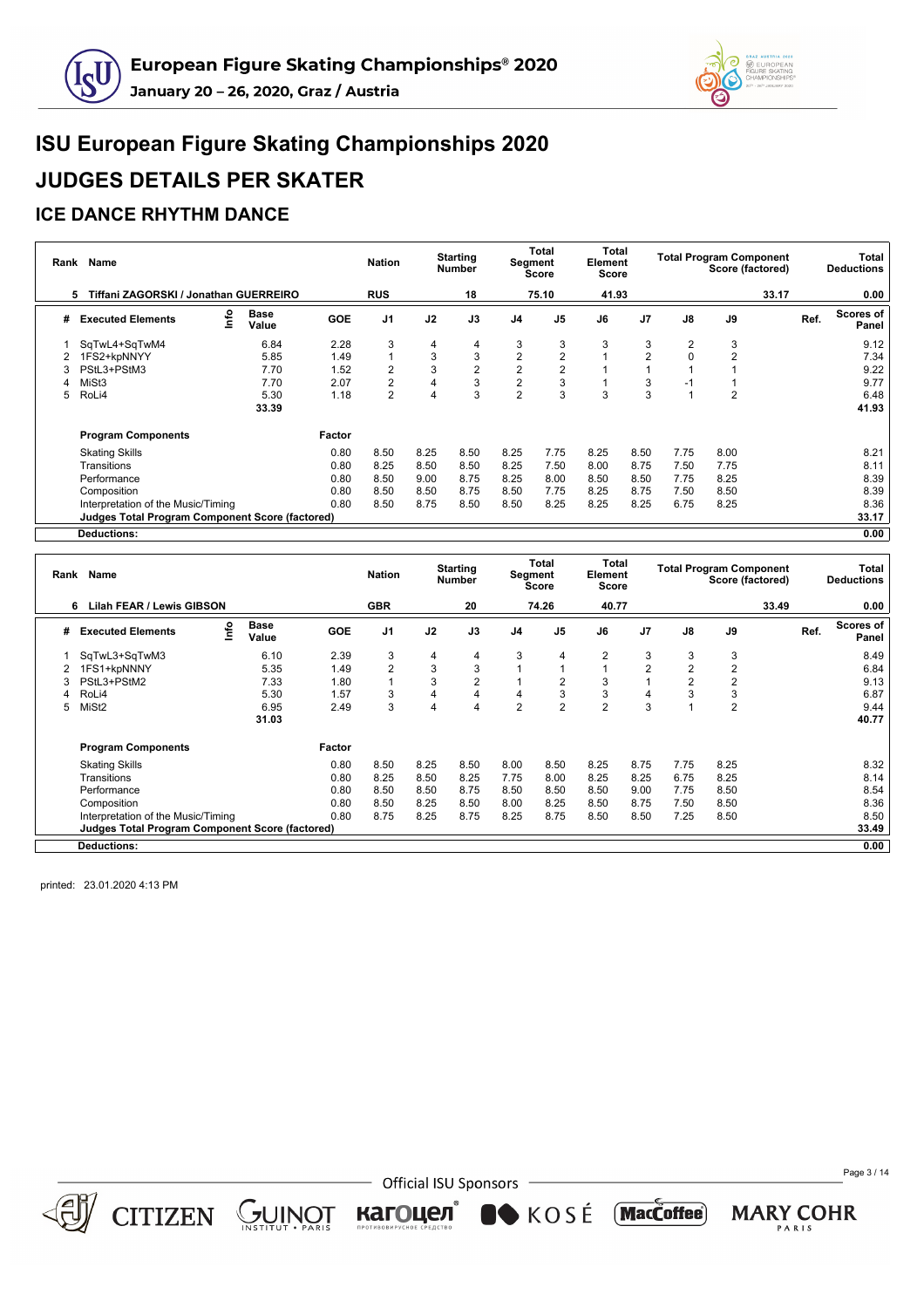# ISU European Figure Skating Championships 2020

# JUDGES DETAILS PER SKATER

## ICE DANCE RHYTHM DANCE

| Rank | Name | Nation | Starting Number | Total Segment Score | Total Element Score | Total Program Component Score (factored) | Total Deductions |
|---|---|---|---|---|---|---|---|
| 5 | Tiffani ZAGORSKI / Jonathan GUERREIRO | RUS | 18 | 75.10 | 41.93 | 33.17 | 0.00 |

| # | Executed Elements | Info | Base Value | GOE | J1 | J2 | J3 | J4 | J5 | J6 | J7 | J8 | J9 | Ref. | Scores of Panel |
|---|---|---|---|---|---|---|---|---|---|---|---|---|---|---|---|
| 1 | SqTwL4+SqTwM4 | | 6.84 | 2.28 | 3 | 4 | 4 | 3 | 3 | 3 | 3 | 2 | 3 | | 9.12 |
| 2 | 1FS2+kpNNYY | | 5.85 | 1.49 | 1 | 3 | 3 | 2 | 2 | 1 | 2 | 0 | 2 | | 7.34 |
| 3 | PStL3+PStM3 | | 7.70 | 1.52 | 2 | 3 | 2 | 2 | 2 | 1 | 1 | 1 | 1 | | 9.22 |
| 4 | MiSt3 | | 7.70 | 2.07 | 2 | 4 | 3 | 2 | 3 | 1 | 3 | -1 | 1 | | 9.77 |
| 5 | RoLi4 | | 5.30 | 1.18 | 2 | 4 | 3 | 2 | 3 | 3 | 3 | 1 | 2 | | 6.48 |
| | | | 33.39 | | | | | | | | | | | | 41.93 |

| Program Components | Factor | J1 | J2 | J3 | J4 | J5 | J6 | J7 | J8 | J9 | Scores of Panel |
|---|---|---|---|---|---|---|---|---|---|---|---|
| Skating Skills | 0.80 | 8.50 | 8.25 | 8.50 | 8.25 | 7.75 | 8.25 | 8.50 | 7.75 | 8.00 | 8.21 |
| Transitions | 0.80 | 8.25 | 8.50 | 8.50 | 8.25 | 7.50 | 8.00 | 8.75 | 7.50 | 7.75 | 8.11 |
| Performance | 0.80 | 8.50 | 9.00 | 8.75 | 8.25 | 8.00 | 8.50 | 8.50 | 7.75 | 8.25 | 8.39 |
| Composition | 0.80 | 8.50 | 8.50 | 8.75 | 8.50 | 7.75 | 8.25 | 8.75 | 7.50 | 8.50 | 8.39 |
| Interpretation of the Music/Timing | 0.80 | 8.50 | 8.75 | 8.50 | 8.50 | 8.25 | 8.25 | 8.25 | 6.75 | 8.25 | 8.36 |
| Judges Total Program Component Score (factored) | | | | | | | | | | | 33.17 |
| Deductions: | | | | | | | | | | | 0.00 |

| Rank | Name | Nation | Starting Number | Total Segment Score | Total Element Score | Total Program Component Score (factored) | Total Deductions |
|---|---|---|---|---|---|---|---|
| 6 | Lilah FEAR / Lewis GIBSON | GBR | 20 | 74.26 | 40.77 | 33.49 | 0.00 |

| # | Executed Elements | Info | Base Value | GOE | J1 | J2 | J3 | J4 | J5 | J6 | J7 | J8 | J9 | Ref. | Scores of Panel |
|---|---|---|---|---|---|---|---|---|---|---|---|---|---|---|---|
| 1 | SqTwL3+SqTwM3 | | 6.10 | 2.39 | 3 | 4 | 4 | 3 | 4 | 2 | 3 | 3 | 3 | | 8.49 |
| 2 | 1FS1+kpNNNY | | 5.35 | 1.49 | 2 | 3 | 3 | 1 | 1 | 1 | 2 | 2 | 2 | | 6.84 |
| 3 | PStL3+PStM2 | | 7.33 | 1.80 | 1 | 3 | 2 | 1 | 2 | 3 | 1 | 2 | 2 | | 9.13 |
| 4 | RoLi4 | | 5.30 | 1.57 | 3 | 4 | 4 | 4 | 3 | 3 | 4 | 3 | 3 | | 6.87 |
| 5 | MiSt2 | | 6.95 | 2.49 | 3 | 4 | 4 | 2 | 2 | 2 | 3 | 1 | 2 | | 9.44 |
| | | | 31.03 | | | | | | | | | | | | 40.77 |

| Program Components | Factor | J1 | J2 | J3 | J4 | J5 | J6 | J7 | J8 | J9 | Scores of Panel |
|---|---|---|---|---|---|---|---|---|---|---|---|
| Skating Skills | 0.80 | 8.50 | 8.25 | 8.50 | 8.00 | 8.50 | 8.25 | 8.75 | 7.75 | 8.25 | 8.32 |
| Transitions | 0.80 | 8.25 | 8.50 | 8.25 | 7.75 | 8.00 | 8.25 | 8.25 | 6.75 | 8.25 | 8.14 |
| Performance | 0.80 | 8.50 | 8.50 | 8.75 | 8.50 | 8.50 | 8.50 | 9.00 | 7.75 | 8.50 | 8.54 |
| Composition | 0.80 | 8.50 | 8.25 | 8.50 | 8.00 | 8.25 | 8.50 | 8.75 | 7.50 | 8.50 | 8.36 |
| Interpretation of the Music/Timing | 0.80 | 8.75 | 8.25 | 8.75 | 8.25 | 8.75 | 8.50 | 8.50 | 7.25 | 8.50 | 8.50 |
| Judges Total Program Component Score (factored) | | | | | | | | | | | 33.49 |
| Deductions: | | | | | | | | | | | 0.00 |

printed: 23.01.2020 4:13 PM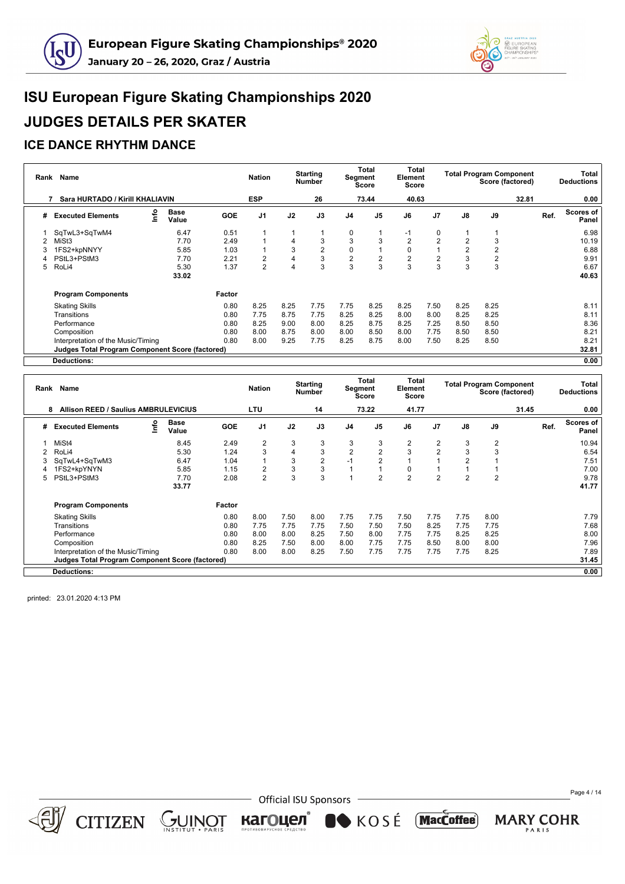# ISU European Figure Skating Championships 2020

# JUDGES DETAILS PER SKATER

## ICE DANCE RHYTHM DANCE

| Rank | Name | Nation | Starting Number | Total Segment Score | Total Element Score | Total Program Component Score (factored) | Total Deductions |
|---|---|---|---|---|---|---|---|
| 7 | Sara HURTADO / Kirill KHALIAVIN | ESP | 26 | 73.44 | 40.63 | 32.81 | 0.00 |

| # | Executed Elements | Info | Base Value | GOE | J1 | J2 | J3 | J4 | J5 | J6 | J7 | J8 | J9 | Ref. | Scores of Panel |
|---|---|---|---|---|---|---|---|---|---|---|---|---|---|---|---|
| 1 | SqTwL3+SqTwM4 | | 6.47 | 0.51 | 1 | 1 | 1 | 0 | 1 | -1 | 0 | 1 | 1 | | 6.98 |
| 2 | MiSt3 | | 7.70 | 2.49 | 1 | 4 | 3 | 3 | 3 | 2 | 2 | 2 | 3 | | 10.19 |
| 3 | 1FS2+kpNNYY | | 5.85 | 1.03 | 1 | 3 | 2 | 0 | 1 | 0 | 1 | 2 | 2 | | 6.88 |
| 4 | PStL3+PStM3 | | 7.70 | 2.21 | 2 | 4 | 3 | 2 | 2 | 2 | 2 | 3 | 2 | | 9.91 |
| 5 | RoLi4 | | 5.30 | 1.37 | 2 | 4 | 3 | 3 | 3 | 3 | 3 | 3 | 3 | | 6.67 |
| | | | 33.02 | | | | | | | | | | | | 40.63 |

| Program Components | Factor | J1 | J2 | J3 | J4 | J5 | J6 | J7 | J8 | J9 | Scores of Panel |
|---|---|---|---|---|---|---|---|---|---|---|---|
| Skating Skills | 0.80 | 8.25 | 8.25 | 7.75 | 7.75 | 8.25 | 8.25 | 7.50 | 8.25 | 8.25 | 8.11 |
| Transitions | 0.80 | 7.75 | 8.75 | 7.75 | 8.25 | 8.25 | 8.00 | 8.00 | 8.25 | 8.25 | 8.11 |
| Performance | 0.80 | 8.25 | 9.00 | 8.00 | 8.25 | 8.75 | 8.25 | 7.25 | 8.50 | 8.50 | 8.36 |
| Composition | 0.80 | 8.00 | 8.75 | 8.00 | 8.00 | 8.50 | 8.00 | 7.75 | 8.50 | 8.50 | 8.21 |
| Interpretation of the Music/Timing | 0.80 | 8.00 | 9.25 | 7.75 | 8.25 | 8.75 | 8.00 | 7.50 | 8.25 | 8.50 | 8.21 |
| **Judges Total Program Component Score (factored)** | | | | | | | | | | | 32.81 |
| **Deductions:** | | | | | | | | | | | 0.00 |

| Rank | Name | Nation | Starting Number | Total Segment Score | Total Element Score | Total Program Component Score (factored) | Total Deductions |
|---|---|---|---|---|---|---|---|
| 8 | Allison REED / Saulius AMBRULEVICIUS | LTU | 14 | 73.22 | 41.77 | 31.45 | 0.00 |

| # | Executed Elements | Info | Base Value | GOE | J1 | J2 | J3 | J4 | J5 | J6 | J7 | J8 | J9 | Ref. | Scores of Panel |
|---|---|---|---|---|---|---|---|---|---|---|---|---|---|---|---|
| 1 | MiSt4 | | 8.45 | 2.49 | 2 | 3 | 3 | 3 | 3 | 2 | 2 | 3 | 2 | | 10.94 |
| 2 | RoLi4 | | 5.30 | 1.24 | 3 | 4 | 3 | 2 | 2 | 3 | 2 | 3 | 3 | | 6.54 |
| 3 | SqTwL4+SqTwM3 | | 6.47 | 1.04 | 1 | 3 | 2 | -1 | 2 | 1 | 1 | 2 | 1 | | 7.51 |
| 4 | 1FS2+kpYNYN | | 5.85 | 1.15 | 2 | 3 | 3 | 1 | 1 | 0 | 1 | 1 | 1 | | 7.00 |
| 5 | PStL3+PStM3 | | 7.70 | 2.08 | 2 | 3 | 3 | 1 | 2 | 2 | 2 | 2 | 2 | | 9.78 |
| | | | 33.77 | | | | | | | | | | | | 41.77 |

| Program Components | Factor | J1 | J2 | J3 | J4 | J5 | J6 | J7 | J8 | J9 | Scores of Panel |
|---|---|---|---|---|---|---|---|---|---|---|---|
| Skating Skills | 0.80 | 8.00 | 7.50 | 8.00 | 7.75 | 7.75 | 7.50 | 7.75 | 7.75 | 8.00 | 7.79 |
| Transitions | 0.80 | 7.75 | 7.75 | 7.75 | 7.50 | 7.50 | 7.50 | 8.25 | 7.75 | 7.75 | 7.68 |
| Performance | 0.80 | 8.00 | 8.00 | 8.25 | 7.50 | 8.00 | 7.75 | 7.75 | 8.25 | 8.25 | 8.00 |
| Composition | 0.80 | 8.25 | 7.50 | 8.00 | 8.00 | 7.75 | 7.75 | 8.50 | 8.00 | 8.00 | 7.96 |
| Interpretation of the Music/Timing | 0.80 | 8.00 | 8.00 | 8.25 | 7.50 | 7.75 | 7.75 | 7.75 | 7.75 | 8.25 | 7.89 |
| **Judges Total Program Component Score (factored)** | | | | | | | | | | | 31.45 |
| **Deductions:** | | | | | | | | | | | 0.00 |

printed: 23.01.2020 4:13 PM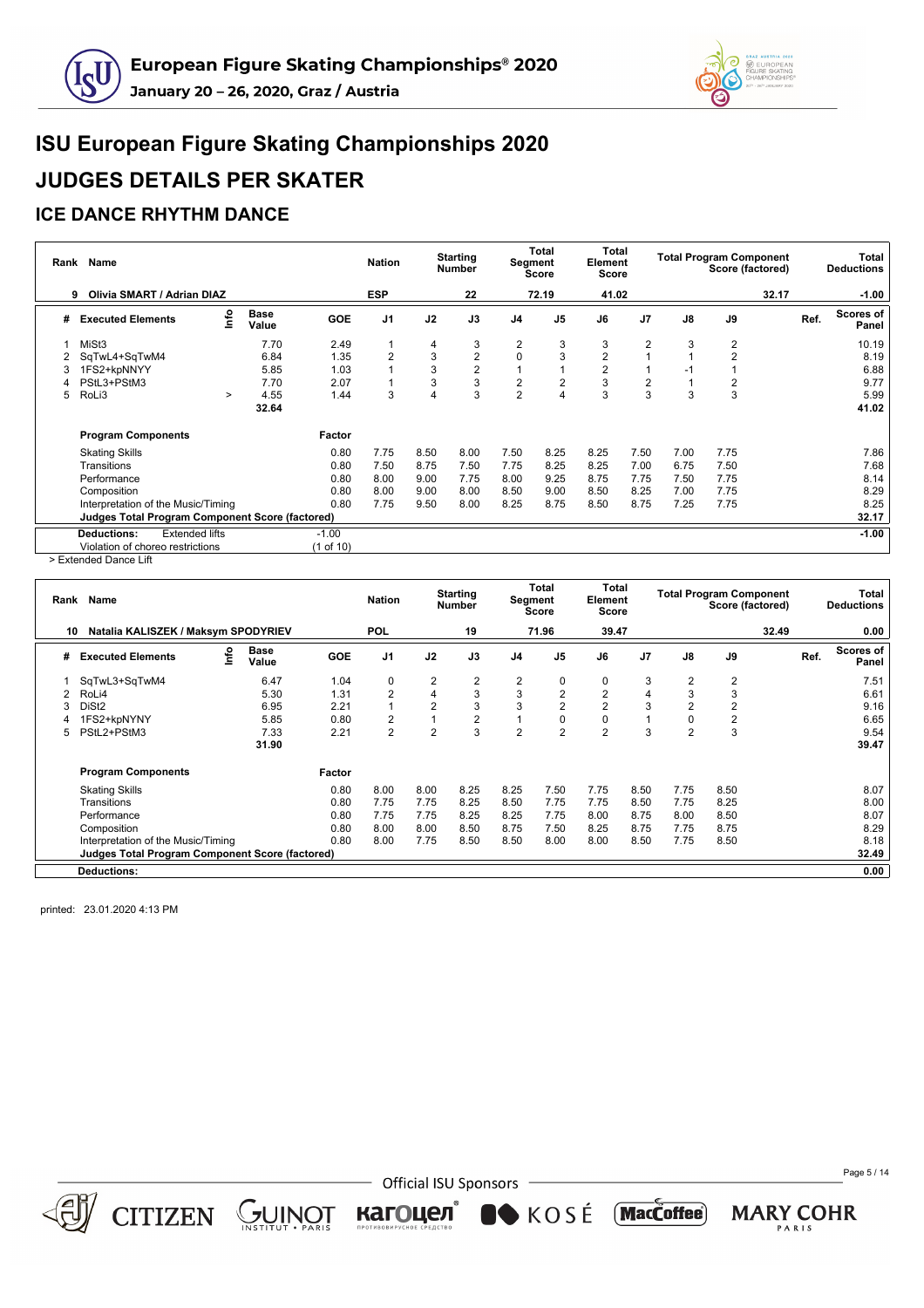# ISU European Figure Skating Championships 2020

## JUDGES DETAILS PER SKATER

### ICE DANCE RHYTHM DANCE

| Rank | Name | Nation | Starting Number | Total Segment Score | Total Element Score | Total Program Component Score (factored) | Total Deductions |
|---|---|---|---|---|---|---|---|
| 9 | Olivia SMART / Adrian DIAZ | ESP | 22 | 72.19 | 41.02 | 32.17 | -1.00 |

| # | Executed Elements | Info | Base Value | GOE | J1 | J2 | J3 | J4 | J5 | J6 | J7 | J8 | J9 | Ref. | Scores of Panel |
|---|---|---|---|---|---|---|---|---|---|---|---|---|---|---|---|
| 1 | MiSt3 | | 7.70 | 2.49 | 1 | 4 | 3 | 2 | 3 | 3 | 2 | 3 | 2 | | 10.19 |
| 2 | SqTwL4+SqTwM4 | | 6.84 | 1.35 | 2 | 3 | 2 | 0 | 3 | 2 | 1 | 1 | 2 | | 8.19 |
| 3 | 1FS2+kpNNYY | | 5.85 | 1.03 | 1 | 3 | 2 | 1 | 1 | 2 | 1 | -1 | 1 | | 6.88 |
| 4 | PStL3+PStM3 | | 7.70 | 2.07 | 1 | 3 | 3 | 2 | 2 | 3 | 2 | 1 | 2 | | 9.77 |
| 5 | RoLi3 | > | 4.55 | 1.44 | 3 | 4 | 3 | 2 | 4 | 3 | 3 | 3 | 3 | | 5.99 |
| | | | 32.64 | | | | | | | | | | | | 41.02 |

| Program Components | Factor | J1 | J2 | J3 | J4 | J5 | J6 | J7 | J8 | J9 | Scores of Panel |
|---|---|---|---|---|---|---|---|---|---|---|---|
| Skating Skills | 0.80 | 7.75 | 8.50 | 8.00 | 7.50 | 8.25 | 8.25 | 7.50 | 7.00 | 7.75 | 7.86 |
| Transitions | 0.80 | 7.50 | 8.75 | 7.50 | 7.75 | 8.25 | 8.25 | 7.00 | 6.75 | 7.50 | 7.68 |
| Performance | 0.80 | 8.00 | 9.00 | 7.75 | 8.00 | 9.25 | 8.75 | 7.75 | 7.50 | 7.75 | 8.14 |
| Composition | 0.80 | 8.00 | 9.00 | 8.00 | 8.50 | 9.00 | 8.50 | 8.25 | 7.00 | 7.75 | 8.29 |
| Interpretation of the Music/Timing | 0.80 | 7.75 | 9.50 | 8.00 | 8.25 | 8.75 | 8.50 | 8.75 | 7.25 | 7.75 | 8.25 |
| **Judges Total Program Component Score (factored)** | | | | | | | | | | | 32.17 |

| Deductions: | | | |
|---|---|---|---|
| Extended lifts | -1.00 | | -1.00 |
| Violation of choreo restrictions | (1 of 10) | | |

> Extended Dance Lift

| Rank | Name | Nation | Starting Number | Total Segment Score | Total Element Score | Total Program Component Score (factored) | Total Deductions |
|---|---|---|---|---|---|---|---|
| 10 | Natalia KALISZEK / Maksym SPODYRIEV | POL | 19 | 71.96 | 39.47 | 32.49 | 0.00 |

| # | Executed Elements | Info | Base Value | GOE | J1 | J2 | J3 | J4 | J5 | J6 | J7 | J8 | J9 | Ref. | Scores of Panel |
|---|---|---|---|---|---|---|---|---|---|---|---|---|---|---|---|
| 1 | SqTwL3+SqTwM4 | | 6.47 | 1.04 | 0 | 2 | 2 | 2 | 0 | 0 | 3 | 2 | 2 | | 7.51 |
| 2 | RoLi4 | | 5.30 | 1.31 | 2 | 4 | 3 | 3 | 2 | 2 | 4 | 3 | 3 | | 6.61 |
| 3 | DiSt2 | | 6.95 | 2.21 | 1 | 2 | 3 | 3 | 2 | 2 | 3 | 2 | 2 | | 9.16 |
| 4 | 1FS2+kpNYNY | | 5.85 | 0.80 | 2 | 1 | 2 | 1 | 0 | 0 | 1 | 0 | 2 | | 6.65 |
| 5 | PStL2+PStM3 | | 7.33 | 2.21 | 2 | 2 | 3 | 2 | 2 | 2 | 3 | 2 | 3 | | 9.54 |
| | | | 31.90 | | | | | | | | | | | | 39.47 |

| Program Components | Factor | J1 | J2 | J3 | J4 | J5 | J6 | J7 | J8 | J9 | Scores of Panel |
|---|---|---|---|---|---|---|---|---|---|---|---|
| Skating Skills | 0.80 | 8.00 | 8.00 | 8.25 | 8.25 | 7.50 | 7.75 | 8.50 | 7.75 | 8.50 | 8.07 |
| Transitions | 0.80 | 7.75 | 7.75 | 8.25 | 8.50 | 7.75 | 7.75 | 8.50 | 7.75 | 8.25 | 8.00 |
| Performance | 0.80 | 7.75 | 7.75 | 8.25 | 8.25 | 7.75 | 8.00 | 8.75 | 8.00 | 8.50 | 8.07 |
| Composition | 0.80 | 8.00 | 8.00 | 8.50 | 8.75 | 7.50 | 8.25 | 8.75 | 7.75 | 8.75 | 8.29 |
| Interpretation of the Music/Timing | 0.80 | 8.00 | 7.75 | 8.50 | 8.50 | 8.00 | 8.00 | 8.50 | 7.75 | 8.50 | 8.18 |
| **Judges Total Program Component Score (factored)** | | | | | | | | | | | 32.49 |

**Deductions:** 0.00

printed: 23.01.2020 4:13 PM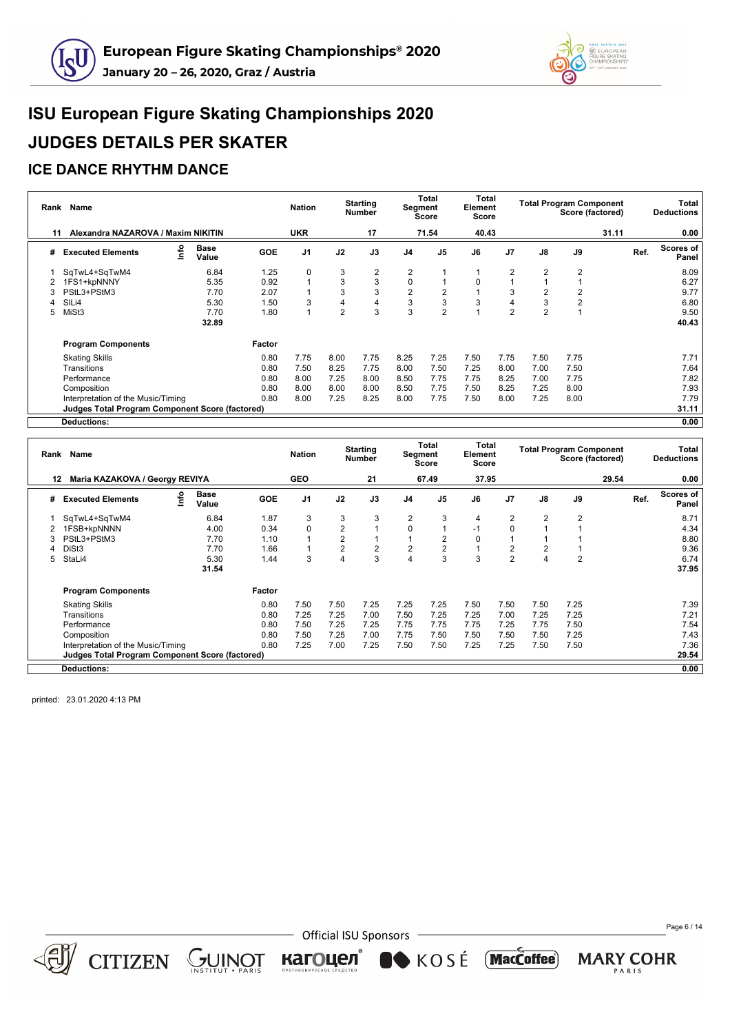# ISU European Figure Skating Championships 2020

# JUDGES DETAILS PER SKATER

## ICE DANCE RHYTHM DANCE

| Rank | Name | Nation | Starting Number | Total Segment Score | Total Element Score | Total Program Component Score (factored) | Total Deductions |
|---|---|---|---|---|---|---|---|
| 11 | Alexandra NAZAROVA / Maxim NIKITIN | UKR | 17 | 71.54 | 40.43 | 31.11 | 0.00 |

| # | Executed Elements | Info | Base Value | GOE | J1 | J2 | J3 | J4 | J5 | J6 | J7 | J8 | J9 | Ref. | Scores of Panel |
|---|---|---|---|---|---|---|---|---|---|---|---|---|---|---|---|
| 1 | SqTwL4+SqTwM4 | | 6.84 | 1.25 | 0 | 3 | 2 | 2 | 1 | 1 | 2 | 2 | 2 | | 8.09 |
| 2 | 1FS1+kpNNNY | | 5.35 | 0.92 | 1 | 3 | 3 | 0 | 1 | 0 | 1 | 1 | 1 | | 6.27 |
| 3 | PStL3+PStM3 | | 7.70 | 2.07 | 1 | 3 | 3 | 2 | 2 | 1 | 3 | 2 | 2 | | 9.77 |
| 4 | SlLi4 | | 5.30 | 1.50 | 3 | 4 | 4 | 3 | 3 | 3 | 4 | 3 | 2 | | 6.80 |
| 5 | MiSt3 | | 7.70 | 1.80 | 1 | 2 | 3 | 3 | 2 | 1 | 2 | 2 | 1 | | 9.50 |
| | | | 32.89 | | | | | | | | | | | | 40.43 |

| Program Components | Factor | J1 | J2 | J3 | J4 | J5 | J6 | J7 | J8 | J9 | Scores of Panel |
|---|---|---|---|---|---|---|---|---|---|---|---|
| Skating Skills | 0.80 | 7.75 | 8.00 | 7.75 | 8.25 | 7.25 | 7.50 | 7.75 | 7.50 | 7.75 | 7.71 |
| Transitions | 0.80 | 7.50 | 8.25 | 7.75 | 8.00 | 7.50 | 7.25 | 8.00 | 7.00 | 7.50 | 7.64 |
| Performance | 0.80 | 8.00 | 7.25 | 8.00 | 8.50 | 7.75 | 7.75 | 8.25 | 7.00 | 7.75 | 7.82 |
| Composition | 0.80 | 8.00 | 8.00 | 8.00 | 8.50 | 7.75 | 7.50 | 8.25 | 7.25 | 8.00 | 7.93 |
| Interpretation of the Music/Timing | 0.80 | 8.00 | 7.25 | 8.25 | 8.00 | 7.75 | 7.50 | 8.00 | 7.25 | 8.00 | 7.79 |
| **Judges Total Program Component Score (factored)** | | | | | | | | | | | 31.11 |
| **Deductions:** | | | | | | | | | | | 0.00 |

| Rank | Name | Nation | Starting Number | Total Segment Score | Total Element Score | Total Program Component Score (factored) | Total Deductions |
|---|---|---|---|---|---|---|---|
| 12 | Maria KAZAKOVA / Georgy REVIYA | GEO | 21 | 67.49 | 37.95 | 29.54 | 0.00 |

| # | Executed Elements | Info | Base Value | GOE | J1 | J2 | J3 | J4 | J5 | J6 | J7 | J8 | J9 | Ref. | Scores of Panel |
|---|---|---|---|---|---|---|---|---|---|---|---|---|---|---|---|
| 1 | SqTwL4+SqTwM4 | | 6.84 | 1.87 | 3 | 3 | 3 | 2 | 3 | 4 | 2 | 2 | 2 | | 8.71 |
| 2 | 1FSB+kpNNNN | | 4.00 | 0.34 | 0 | 2 | 1 | 0 | 1 | -1 | 0 | 1 | 1 | | 4.34 |
| 3 | PStL3+PStM3 | | 7.70 | 1.10 | 1 | 2 | 1 | 1 | 2 | 0 | 1 | 1 | 1 | | 8.80 |
| 4 | DiSt3 | | 7.70 | 1.66 | 1 | 2 | 2 | 2 | 2 | 1 | 2 | 2 | 1 | | 9.36 |
| 5 | StaLi4 | | 5.30 | 1.44 | 3 | 4 | 3 | 4 | 3 | 3 | 2 | 4 | 2 | | 6.74 |
| | | | 31.54 | | | | | | | | | | | | 37.95 |

| Program Components | Factor | J1 | J2 | J3 | J4 | J5 | J6 | J7 | J8 | J9 | Scores of Panel |
|---|---|---|---|---|---|---|---|---|---|---|---|
| Skating Skills | 0.80 | 7.50 | 7.50 | 7.25 | 7.25 | 7.25 | 7.50 | 7.50 | 7.50 | 7.25 | 7.39 |
| Transitions | 0.80 | 7.25 | 7.25 | 7.00 | 7.50 | 7.25 | 7.25 | 7.00 | 7.25 | 7.25 | 7.21 |
| Performance | 0.80 | 7.50 | 7.25 | 7.25 | 7.75 | 7.75 | 7.75 | 7.25 | 7.75 | 7.50 | 7.54 |
| Composition | 0.80 | 7.50 | 7.25 | 7.00 | 7.75 | 7.50 | 7.50 | 7.50 | 7.50 | 7.25 | 7.43 |
| Interpretation of the Music/Timing | 0.80 | 7.25 | 7.00 | 7.25 | 7.50 | 7.50 | 7.25 | 7.25 | 7.50 | 7.50 | 7.36 |
| **Judges Total Program Component Score (factored)** | | | | | | | | | | | 29.54 |
| **Deductions:** | | | | | | | | | | | 0.00 |

printed: 23.01.2020 4:13 PM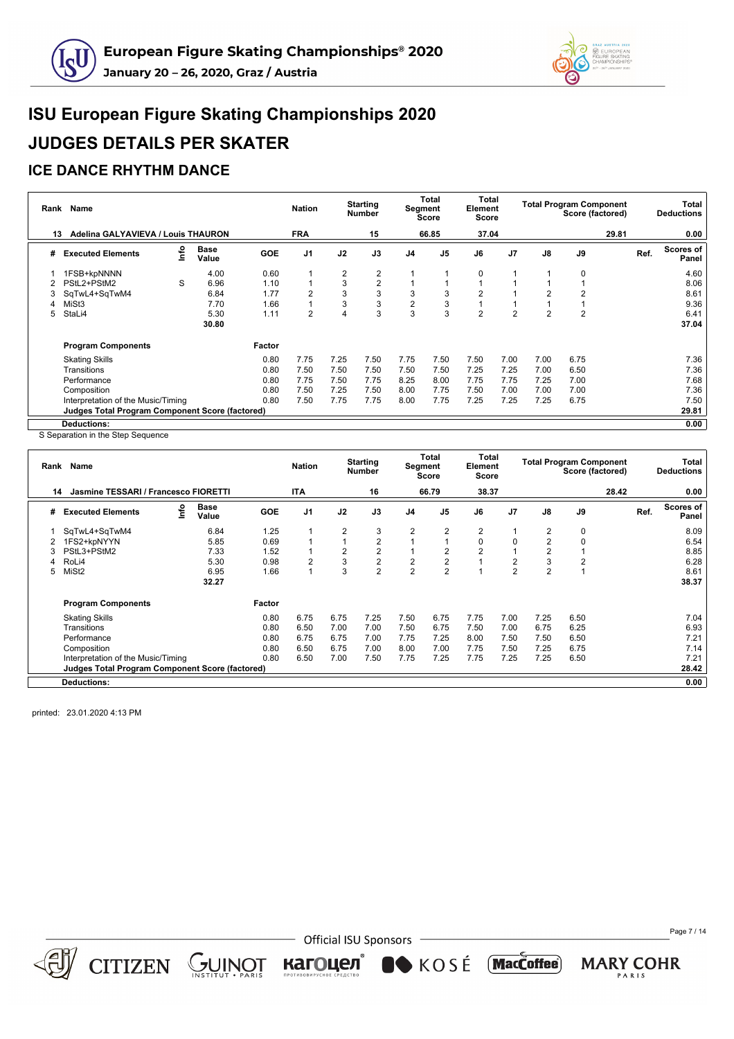# ISU European Figure Skating Championships 2020

## JUDGES DETAILS PER SKATER

### ICE DANCE RHYTHM DANCE

| Rank | Name | Nation | Starting Number | Total Segment Score | Total Element Score | Total Program Component Score (factored) | Total Deductions |
|---|---|---|---|---|---|---|---|
| 13 | Adelina GALYAVIEVA / Louis THAURON | FRA | 15 | 66.85 | 37.04 | 29.81 | 0.00 |

| # | Executed Elements | Info | Base Value | GOE | J1 | J2 | J3 | J4 | J5 | J6 | J7 | J8 | J9 | Ref. | Scores of Panel |
|---|---|---|---|---|---|---|---|---|---|---|---|---|---|---|---|
| 1 | 1FSB+kpNNNN | | 4.00 | 0.60 | 1 | 2 | 2 | 1 | 1 | 0 | 1 | 1 | 0 | | 4.60 |
| 2 | PStL2+PStM2 | S | 6.96 | 1.10 | 1 | 3 | 2 | 1 | 1 | 1 | 1 | 1 | 1 | | 8.06 |
| 3 | SqTwL4+SqTwM4 | | 6.84 | 1.77 | 2 | 3 | 3 | 3 | 3 | 2 | 1 | 2 | 2 | | 8.61 |
| 4 | MiSt3 | | 7.70 | 1.66 | 1 | 3 | 3 | 2 | 3 | 1 | 1 | 1 | 1 | | 9.36 |
| 5 | StaLi4 | | 5.30 | 1.11 | 2 | 4 | 3 | 3 | 3 | 2 | 2 | 2 | 2 | | 6.41 |
| | | | 30.80 | | | | | | | | | | | | 37.04 |

| Program Components | Factor | J1 | J2 | J3 | J4 | J5 | J6 | J7 | J8 | J9 | Scores of Panel |
|---|---|---|---|---|---|---|---|---|---|---|---|
| Skating Skills | 0.80 | 7.75 | 7.25 | 7.50 | 7.75 | 7.50 | 7.50 | 7.00 | 7.00 | 6.75 | 7.36 |
| Transitions | 0.80 | 7.50 | 7.50 | 7.50 | 7.50 | 7.50 | 7.25 | 7.25 | 7.00 | 6.50 | 7.36 |
| Performance | 0.80 | 7.75 | 7.50 | 7.75 | 8.25 | 8.00 | 7.75 | 7.75 | 7.25 | 7.00 | 7.68 |
| Composition | 0.80 | 7.50 | 7.25 | 7.50 | 8.00 | 7.75 | 7.50 | 7.00 | 7.00 | 7.00 | 7.36 |
| Interpretation of the Music/Timing | 0.80 | 7.50 | 7.75 | 7.75 | 8.00 | 7.75 | 7.25 | 7.25 | 7.25 | 6.75 | 7.50 |
| **Judges Total Program Component Score (factored)** | | | | | | | | | | | 29.81 |
| **Deductions:** | | | | | | | | | | | 0.00 |

S Separation in the Step Sequence

| Rank | Name | Nation | Starting Number | Total Segment Score | Total Element Score | Total Program Component Score (factored) | Total Deductions |
|---|---|---|---|---|---|---|---|
| 14 | Jasmine TESSARI / Francesco FIORETTI | ITA | 16 | 66.79 | 38.37 | 28.42 | 0.00 |

| # | Executed Elements | Info | Base Value | GOE | J1 | J2 | J3 | J4 | J5 | J6 | J7 | J8 | J9 | Ref. | Scores of Panel |
|---|---|---|---|---|---|---|---|---|---|---|---|---|---|---|---|
| 1 | SqTwL4+SqTwM4 | | 6.84 | 1.25 | 1 | 2 | 3 | 2 | 2 | 2 | 1 | 2 | 0 | | 8.09 |
| 2 | 1FS2+kpNYYN | | 5.85 | 0.69 | 1 | 1 | 2 | 1 | 1 | 0 | 0 | 2 | 0 | | 6.54 |
| 3 | PStL3+PStM2 | | 7.33 | 1.52 | 1 | 2 | 2 | 1 | 2 | 2 | 1 | 2 | 1 | | 8.85 |
| 4 | RoLi4 | | 5.30 | 0.98 | 2 | 3 | 2 | 2 | 2 | 1 | 2 | 3 | 2 | | 6.28 |
| 5 | MiSt2 | | 6.95 | 1.66 | 1 | 3 | 2 | 2 | 2 | 1 | 2 | 2 | 1 | | 8.61 |
| | | | 32.27 | | | | | | | | | | | | 38.37 |

| Program Components | Factor | J1 | J2 | J3 | J4 | J5 | J6 | J7 | J8 | J9 | Scores of Panel |
|---|---|---|---|---|---|---|---|---|---|---|---|
| Skating Skills | 0.80 | 6.75 | 6.75 | 7.25 | 7.50 | 6.75 | 7.75 | 7.00 | 7.25 | 6.50 | 7.04 |
| Transitions | 0.80 | 6.50 | 7.00 | 7.00 | 7.50 | 6.75 | 7.50 | 7.00 | 6.75 | 6.25 | 6.93 |
| Performance | 0.80 | 6.75 | 6.75 | 7.00 | 7.75 | 7.25 | 8.00 | 7.50 | 7.50 | 6.50 | 7.21 |
| Composition | 0.80 | 6.50 | 6.75 | 7.00 | 8.00 | 7.00 | 7.75 | 7.50 | 7.25 | 6.75 | 7.14 |
| Interpretation of the Music/Timing | 0.80 | 6.50 | 7.00 | 7.50 | 7.75 | 7.25 | 7.75 | 7.25 | 7.25 | 6.50 | 7.21 |
| **Judges Total Program Component Score (factored)** | | | | | | | | | | | 28.42 |
| **Deductions:** | | | | | | | | | | | 0.00 |

printed: 23.01.2020 4:13 PM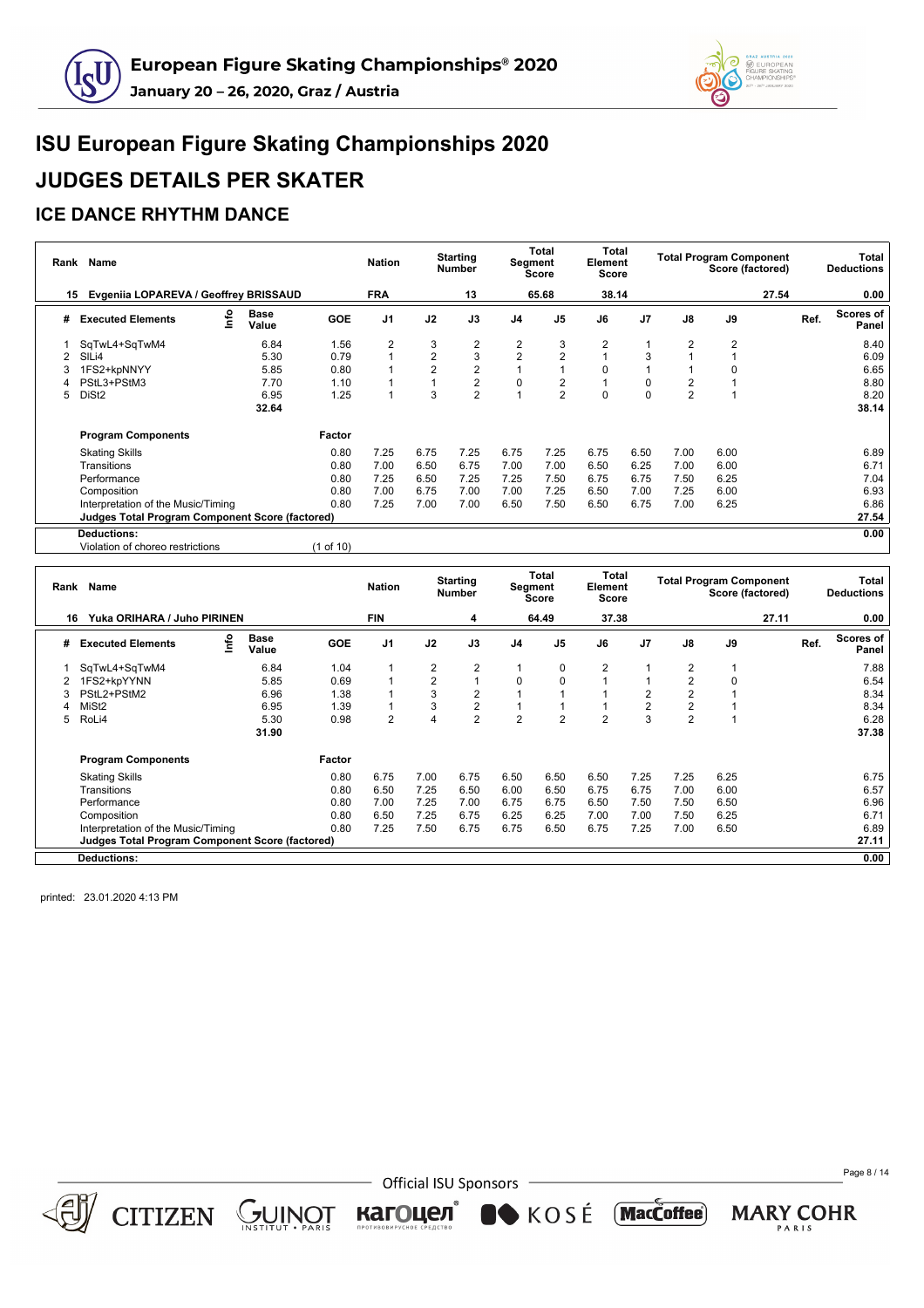# ISU European Figure Skating Championships 2020

# JUDGES DETAILS PER SKATER

## ICE DANCE RHYTHM DANCE

| Rank | Name | Nation | Starting Number | Total Segment Score | Total Element Score | Total Program Component Score (factored) | Total Deductions |
|---|---|---|---|---|---|---|---|
| 15 | Evgeniia LOPAREVA / Geoffrey BRISSAUD | FRA | 13 | 65.68 | 38.14 | 27.54 | 0.00 |

| # | Executed Elements | Info | Base Value | GOE | J1 | J2 | J3 | J4 | J5 | J6 | J7 | J8 | J9 | Ref. | Scores of Panel |
|---|---|---|---|---|---|---|---|---|---|---|---|---|---|---|---|
| 1 | SqTwL4+SqTwM4 | | 6.84 | 1.56 | 2 | 3 | 2 | 2 | 3 | 2 | 1 | 2 | 2 | | 8.40 |
| 2 | SlLi4 | | 5.30 | 0.79 | 1 | 2 | 3 | 2 | 2 | 1 | 3 | 1 | 1 | | 6.09 |
| 3 | 1FS2+kpNNYY | | 5.85 | 0.80 | 1 | 2 | 2 | 1 | 1 | 0 | 1 | 1 | 0 | | 6.65 |
| 4 | PStL3+PStM3 | | 7.70 | 1.10 | 1 | 1 | 2 | 0 | 2 | 1 | 0 | 2 | 1 | | 8.80 |
| 5 | DiSt2 | | 6.95 | 1.25 | 1 | 3 | 2 | 1 | 2 | 0 | 0 | 2 | 1 | | 8.20 |
| | | | 32.64 | | | | | | | | | | | | 38.14 |

| Program Components | Factor | J1 | J2 | J3 | J4 | J5 | J6 | J7 | J8 | J9 | Scores of Panel |
|---|---|---|---|---|---|---|---|---|---|---|---|
| Skating Skills | 0.80 | 7.25 | 6.75 | 7.25 | 6.75 | 7.25 | 6.75 | 6.50 | 7.00 | 6.00 | 6.89 |
| Transitions | 0.80 | 7.00 | 6.50 | 6.75 | 7.00 | 7.00 | 6.50 | 6.25 | 7.00 | 6.00 | 6.71 |
| Performance | 0.80 | 7.25 | 6.50 | 7.25 | 7.25 | 7.50 | 6.75 | 6.75 | 7.50 | 6.25 | 7.04 |
| Composition | 0.80 | 7.00 | 6.75 | 7.00 | 7.00 | 7.25 | 6.50 | 7.00 | 7.25 | 6.00 | 6.93 |
| Interpretation of the Music/Timing | 0.80 | 7.25 | 7.00 | 7.00 | 6.50 | 7.50 | 6.50 | 6.75 | 7.00 | 6.25 | 6.86 |
| **Judges Total Program Component Score (factored)** | | | | | | | | | | | **27.54** |

**Deductions:** 0.00

Violation of choreo restrictions (1 of 10)

| Rank | Name | Nation | Starting Number | Total Segment Score | Total Element Score | Total Program Component Score (factored) | Total Deductions |
|---|---|---|---|---|---|---|---|
| 16 | Yuka ORIHARA / Juho PIRINEN | FIN | 4 | 64.49 | 37.38 | 27.11 | 0.00 |

| # | Executed Elements | Info | Base Value | GOE | J1 | J2 | J3 | J4 | J5 | J6 | J7 | J8 | J9 | Ref. | Scores of Panel |
|---|---|---|---|---|---|---|---|---|---|---|---|---|---|---|---|
| 1 | SqTwL4+SqTwM4 | | 6.84 | 1.04 | 1 | 2 | 2 | 1 | 0 | 2 | 1 | 2 | 1 | | 7.88 |
| 2 | 1FS2+kpYYNN | | 5.85 | 0.69 | 1 | 2 | 1 | 0 | 0 | 1 | 1 | 2 | 0 | | 6.54 |
| 3 | PStL2+PStM2 | | 6.96 | 1.38 | 1 | 3 | 2 | 1 | 1 | 1 | 2 | 2 | 1 | | 8.34 |
| 4 | MiSt2 | | 6.95 | 1.39 | 1 | 3 | 2 | 1 | 1 | 1 | 2 | 2 | 1 | | 8.34 |
| 5 | RoLi4 | | 5.30 | 0.98 | 2 | 4 | 2 | 2 | 2 | 2 | 3 | 2 | 1 | | 6.28 |
| | | | 31.90 | | | | | | | | | | | | 37.38 |

| Program Components | Factor | J1 | J2 | J3 | J4 | J5 | J6 | J7 | J8 | J9 | Scores of Panel |
|---|---|---|---|---|---|---|---|---|---|---|---|
| Skating Skills | 0.80 | 6.75 | 7.00 | 6.75 | 6.50 | 6.50 | 6.50 | 7.25 | 7.25 | 6.25 | 6.75 |
| Transitions | 0.80 | 6.50 | 7.25 | 6.50 | 6.00 | 6.50 | 6.75 | 6.75 | 7.00 | 6.00 | 6.57 |
| Performance | 0.80 | 7.00 | 7.25 | 7.00 | 6.75 | 6.75 | 6.50 | 7.50 | 7.50 | 6.50 | 6.96 |
| Composition | 0.80 | 6.50 | 7.25 | 6.75 | 6.25 | 6.25 | 7.00 | 7.00 | 7.50 | 6.25 | 6.71 |
| Interpretation of the Music/Timing | 0.80 | 7.25 | 7.50 | 6.75 | 6.75 | 6.50 | 6.75 | 7.25 | 7.00 | 6.50 | 6.89 |
| **Judges Total Program Component Score (factored)** | | | | | | | | | | | **27.11** |

**Deductions:** 0.00

printed: 23.01.2020 4:13 PM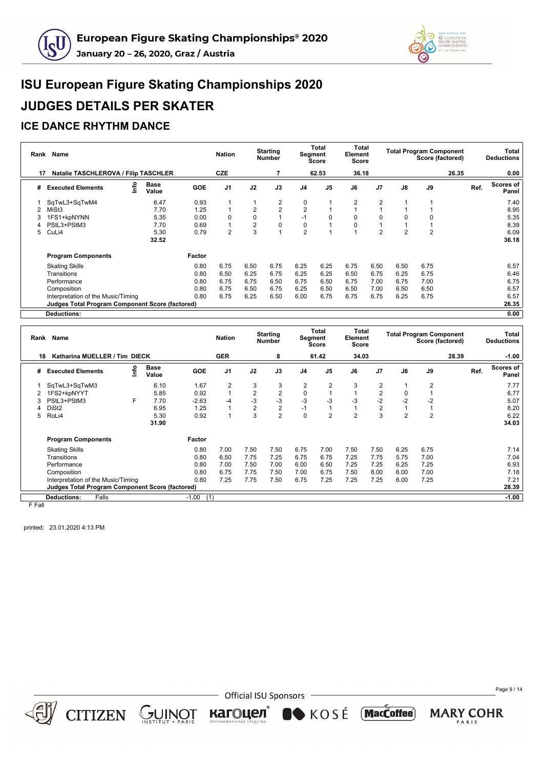# ISU European Figure Skating Championships 2020

# JUDGES DETAILS PER SKATER

## ICE DANCE RHYTHM DANCE

| Rank | Name | Nation | Starting Number | Total Segment Score | Total Element Score | Total Program Component Score (factored) | Total Deductions |
|---|---|---|---|---|---|---|---|
| 17 | Natalie TASCHLEROVA / Filip TASCHLER | CZE | 7 | 62.53 | 36.18 | 26.35 | 0.00 |

| # | Executed Elements | Info | Base Value | GOE | J1 | J2 | J3 | J4 | J5 | J6 | J7 | J8 | J9 | Ref. | Scores of Panel |
|---|---|---|---|---|---|---|---|---|---|---|---|---|---|---|---|
| 1 | SqTwL3+SqTwM4 | | 6.47 | 0.93 | 1 | 1 | 2 | 0 | 1 | 2 | 2 | 1 | 1 | | 7.40 |
| 2 | MiSt3 | | 7.70 | 1.25 | 1 | 2 | 2 | 2 | 1 | 1 | 1 | 1 | 1 | | 8.95 |
| 3 | 1FS1+kpNYNN | | 5.35 | 0.00 | 0 | 0 | 1 | -1 | 0 | 0 | 0 | 0 | 0 | | 5.35 |
| 4 | PStL3+PStM3 | | 7.70 | 0.69 | 1 | 2 | 0 | 0 | 1 | 0 | 1 | 1 | 1 | | 8.39 |
| 5 | CuLi4 | | 5.30 | 0.79 | 2 | 3 | 1 | 2 | 1 | 1 | 2 | 2 | 2 | | 6.09 |
| | | | 32.52 | | | | | | | | | | | | 36.18 |

| Program Components | Factor | J1 | J2 | J3 | J4 | J5 | J6 | J7 | J8 | J9 | Ref. | Scores of Panel |
|---|---|---|---|---|---|---|---|---|---|---|---|---|
| Skating Skills | 0.80 | 6.75 | 6.50 | 6.75 | 6.25 | 6.25 | 6.75 | 6.50 | 6.50 | 6.75 | | 6.57 |
| Transitions | 0.80 | 6.50 | 6.25 | 6.75 | 6.25 | 6.25 | 6.50 | 6.75 | 6.25 | 6.75 | | 6.46 |
| Performance | 0.80 | 6.75 | 6.75 | 6.50 | 6.75 | 6.50 | 6.75 | 7.00 | 6.75 | 7.00 | | 6.75 |
| Composition | 0.80 | 6.75 | 6.50 | 6.75 | 6.25 | 6.50 | 6.50 | 7.00 | 6.50 | 6.50 | | 6.57 |
| Interpretation of the Music/Timing | 0.80 | 6.75 | 6.25 | 6.50 | 6.00 | 6.75 | 6.75 | 6.75 | 6.25 | 6.75 | | 6.57 |
| **Judges Total Program Component Score (factored)** | | | | | | | | | | | | 26.35 |
| **Deductions:** | | | | | | | | | | | | 0.00 |

| Rank | Name | Nation | Starting Number | Total Segment Score | Total Element Score | Total Program Component Score (factored) | Total Deductions |
|---|---|---|---|---|---|---|---|
| 18 | Katharina MUELLER / Tim DIECK | GER | 8 | 61.42 | 34.03 | 28.39 | -1.00 |

| # | Executed Elements | Info | Base Value | GOE | J1 | J2 | J3 | J4 | J5 | J6 | J7 | J8 | J9 | Ref. | Scores of Panel |
|---|---|---|---|---|---|---|---|---|---|---|---|---|---|---|---|
| 1 | SqTwL3+SqTwM3 | | 6.10 | 1.67 | 2 | 3 | 3 | 2 | 2 | 3 | 2 | 1 | 2 | | 7.77 |
| 2 | 1FS2+kpNYYT | | 5.85 | 0.92 | 1 | 2 | 2 | 0 | 1 | 1 | 2 | 0 | 1 | | 6.77 |
| 3 | PStL3+PStM3 | F | 7.70 | -2.63 | -4 | -3 | -3 | -3 | -3 | -3 | -2 | -2 | -2 | | 5.07 |
| 4 | DiSt2 | | 6.95 | 1.25 | 1 | 2 | 2 | -1 | 1 | 1 | 2 | 1 | 1 | | 8.20 |
| 5 | RoLi4 | | 5.30 | 0.92 | 1 | 3 | 2 | 0 | 2 | 2 | 3 | 2 | 2 | | 6.22 |
| | | | 31.90 | | | | | | | | | | | | 34.03 |

| Program Components | Factor | J1 | J2 | J3 | J4 | J5 | J6 | J7 | J8 | J9 | Ref. | Scores of Panel |
|---|---|---|---|---|---|---|---|---|---|---|---|---|
| Skating Skills | 0.80 | 7.00 | 7.50 | 7.50 | 6.75 | 7.00 | 7.50 | 7.50 | 6.25 | 6.75 | | 7.14 |
| Transitions | 0.80 | 6.50 | 7.75 | 7.25 | 6.75 | 6.75 | 7.25 | 7.75 | 5.75 | 7.00 | | 7.04 |
| Performance | 0.80 | 7.00 | 7.50 | 7.00 | 6.00 | 6.50 | 7.25 | 7.25 | 6.25 | 7.25 | | 6.93 |
| Composition | 0.80 | 6.75 | 7.75 | 7.50 | 7.00 | 6.75 | 7.50 | 8.00 | 6.00 | 7.00 | | 7.18 |
| Interpretation of the Music/Timing | 0.80 | 7.25 | 7.75 | 7.50 | 6.75 | 7.25 | 7.25 | 7.25 | 6.00 | 7.25 | | 7.21 |
| **Judges Total Program Component Score (factored)** | | | | | | | | | | | | 28.39 |
| **Deductions:** Falls | -1.00 (1) | | | | | | | | | | | -1.00 |

F Fall

printed: 23.01.2020 4:13 PM

Official ISU Sponsors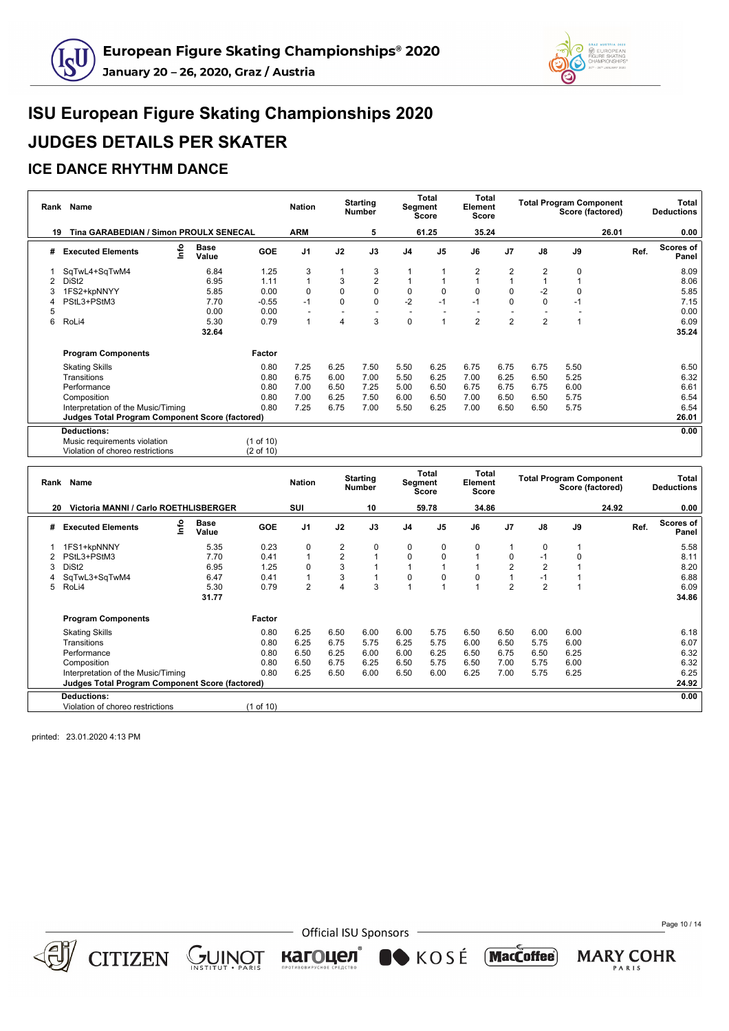# ISU European Figure Skating Championships 2020

# JUDGES DETAILS PER SKATER

## ICE DANCE RHYTHM DANCE

| Rank | Name | Nation | Starting Number | Total Segment Score | Total Element Score | Total Program Component Score (factored) | Total Deductions |
|---|---|---|---|---|---|---|---|
| 19 | Tina GARABEDIAN / Simon PROULX SENECAL | ARM | 5 | 61.25 | 35.24 | 26.01 | 0.00 |

| # | Executed Elements | Info | Base Value | GOE | J1 | J2 | J3 | J4 | J5 | J6 | J7 | J8 | J9 | Ref. | Scores of Panel |
|---|---|---|---|---|---|---|---|---|---|---|---|---|---|---|---|
| 1 | SqTwL4+SqTwM4 | | 6.84 | 1.25 | 3 | 1 | 3 | 1 | 1 | 2 | 2 | 2 | 0 | | 8.09 |
| 2 | DiSt2 | | 6.95 | 1.11 | 1 | 3 | 2 | 1 | 1 | 1 | 1 | 1 | 1 | | 8.06 |
| 3 | 1FS2+kpNNYY | | 5.85 | 0.00 | 0 | 0 | 0 | 0 | 0 | 0 | 0 | -2 | 0 | | 5.85 |
| 4 | PStL3+PStM3 | | 7.70 | -0.55 | -1 | 0 | 0 | -2 | -1 | -1 | 0 | 0 | -1 | | 7.15 |
| 5 | | | 0.00 | 0.00 | - | - | - | - | - | - | - | - | - | | 0.00 |
| 6 | RoLi4 | | 5.30 | 0.79 | 1 | 4 | 3 | 0 | 1 | 2 | 2 | 2 | 1 | | 6.09 |
| | | | 32.64 | | | | | | | | | | | | 35.24 |

| Program Components | Factor | J1 | J2 | J3 | J4 | J5 | J6 | J7 | J8 | J9 | Scores of Panel |
|---|---|---|---|---|---|---|---|---|---|---|---|
| Skating Skills | 0.80 | 7.25 | 6.25 | 7.50 | 5.50 | 6.25 | 6.75 | 6.75 | 6.75 | 5.50 | 6.50 |
| Transitions | 0.80 | 6.75 | 6.00 | 7.00 | 5.50 | 6.25 | 7.00 | 6.25 | 6.50 | 5.25 | 6.32 |
| Performance | 0.80 | 7.00 | 6.50 | 7.25 | 5.00 | 6.50 | 6.75 | 6.75 | 6.75 | 6.00 | 6.61 |
| Composition | 0.80 | 7.00 | 6.25 | 7.50 | 6.00 | 6.50 | 7.00 | 6.50 | 6.50 | 5.75 | 6.54 |
| Interpretation of the Music/Timing | 0.80 | 7.25 | 6.75 | 7.00 | 5.50 | 6.25 | 7.00 | 6.50 | 6.50 | 5.75 | 6.54 |
| **Judges Total Program Component Score (factored)** | | | | | | | | | | | 26.01 |

| Deductions: | | 0.00 |
|---|---|---|
| Music requirements violation | (1 of 10) | |
| Violation of choreo restrictions | (2 of 10) | |

| Rank | Name | Nation | Starting Number | Total Segment Score | Total Element Score | Total Program Component Score (factored) | Total Deductions |
|---|---|---|---|---|---|---|---|
| 20 | Victoria MANNI / Carlo ROETHLISBERGER | SUI | 10 | 59.78 | 34.86 | 24.92 | 0.00 |

| # | Executed Elements | Info | Base Value | GOE | J1 | J2 | J3 | J4 | J5 | J6 | J7 | J8 | J9 | Ref. | Scores of Panel |
|---|---|---|---|---|---|---|---|---|---|---|---|---|---|---|---|
| 1 | 1FS1+kpNNNY | | 5.35 | 0.23 | 0 | 2 | 0 | 0 | 0 | 0 | 1 | 0 | 1 | | 5.58 |
| 2 | PStL3+PStM3 | | 7.70 | 0.41 | 1 | 2 | 1 | 0 | 0 | 1 | 0 | -1 | 0 | | 8.11 |
| 3 | DiSt2 | | 6.95 | 1.25 | 0 | 3 | 1 | 1 | 1 | 1 | 2 | 2 | 1 | | 8.20 |
| 4 | SqTwL3+SqTwM4 | | 6.47 | 0.41 | 1 | 3 | 1 | 0 | 0 | 0 | 1 | -1 | 1 | | 6.88 |
| 5 | RoLi4 | | 5.30 | 0.79 | 2 | 4 | 3 | 1 | 1 | 1 | 2 | 2 | 1 | | 6.09 |
| | | | 31.77 | | | | | | | | | | | | 34.86 |

| Program Components | Factor | J1 | J2 | J3 | J4 | J5 | J6 | J7 | J8 | J9 | Scores of Panel |
|---|---|---|---|---|---|---|---|---|---|---|---|
| Skating Skills | 0.80 | 6.25 | 6.50 | 6.00 | 6.00 | 5.75 | 6.50 | 6.50 | 6.00 | 6.00 | 6.18 |
| Transitions | 0.80 | 6.25 | 6.75 | 5.75 | 6.25 | 5.75 | 6.00 | 6.50 | 5.75 | 6.00 | 6.07 |
| Performance | 0.80 | 6.50 | 6.25 | 6.00 | 6.00 | 6.25 | 6.50 | 6.75 | 6.50 | 6.25 | 6.32 |
| Composition | 0.80 | 6.50 | 6.75 | 6.25 | 6.50 | 5.75 | 6.50 | 7.00 | 5.75 | 6.00 | 6.32 |
| Interpretation of the Music/Timing | 0.80 | 6.25 | 6.50 | 6.00 | 6.50 | 6.00 | 6.25 | 7.00 | 5.75 | 6.25 | 6.25 |
| **Judges Total Program Component Score (factored)** | | | | | | | | | | | 24.92 |

| Deductions: | | 0.00 |
|---|---|---|
| Violation of choreo restrictions | (1 of 10) | |

printed: 23.01.2020 4:13 PM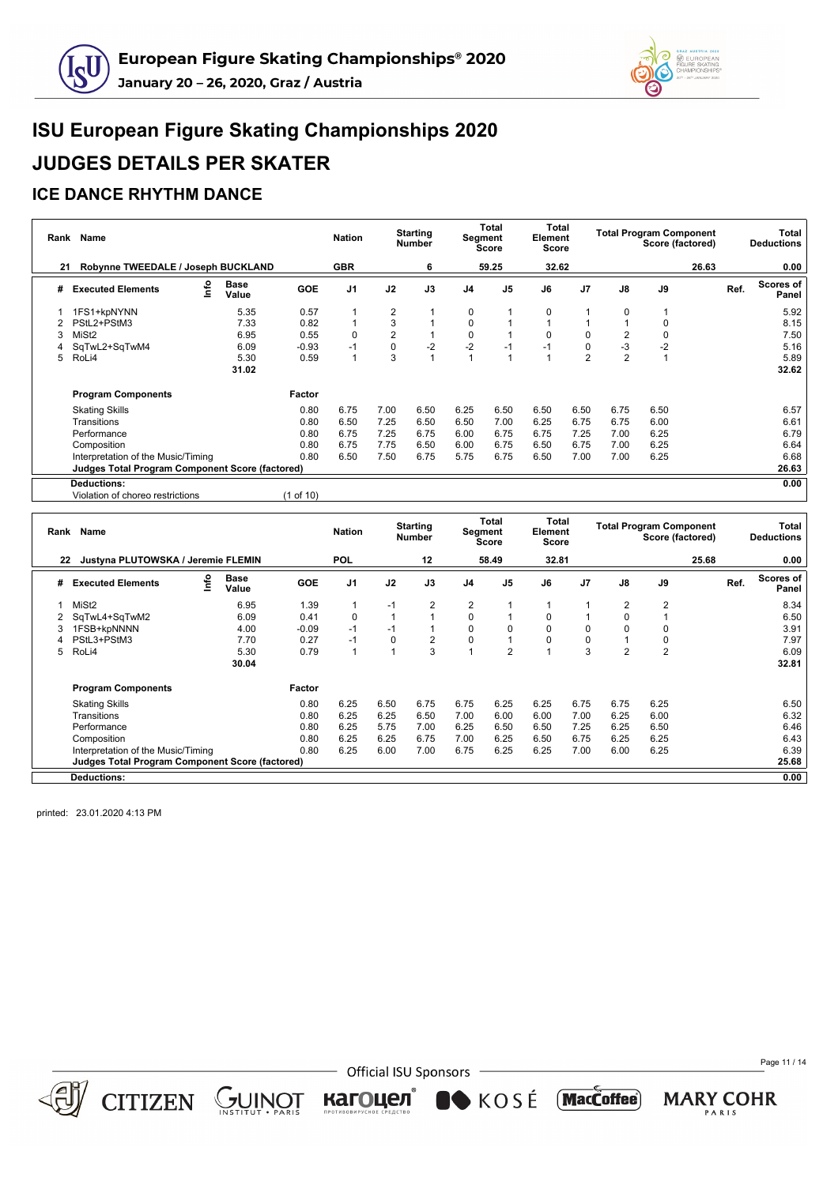# ISU European Figure Skating Championships 2020

# JUDGES DETAILS PER SKATER

## ICE DANCE RHYTHM DANCE

| Rank | Name | Nation | Starting Number | Total Segment Score | Total Element Score | Total Program Component Score (factored) | Total Deductions |
|---|---|---|---|---|---|---|---|
| 21 | Robynne TWEEDALE / Joseph BUCKLAND | GBR | 6 | 59.25 | 32.62 | 26.63 | 0.00 |

| # | Executed Elements | Info | Base Value | GOE | J1 | J2 | J3 | J4 | J5 | J6 | J7 | J8 | J9 | Ref. | Scores of Panel |
|---|---|---|---|---|---|---|---|---|---|---|---|---|---|---|---|
| 1 | 1FS1+kpNYNN | | 5.35 | 0.57 | 1 | 2 | 1 | 0 | 1 | 0 | 1 | 0 | 1 | | 5.92 |
| 2 | PStL2+PStM3 | | 7.33 | 0.82 | 1 | 3 | 1 | 0 | 1 | 1 | 1 | 1 | 0 | | 8.15 |
| 3 | MiSt2 | | 6.95 | 0.55 | 0 | 2 | 1 | 0 | 1 | 0 | 0 | 2 | 0 | | 7.50 |
| 4 | SqTwL2+SqTwM4 | | 6.09 | -0.93 | -1 | 0 | -2 | -2 | -1 | -1 | 0 | -3 | -2 | | 5.16 |
| 5 | RoLi4 | | 5.30 | 0.59 | 1 | 3 | 1 | 1 | 1 | 1 | 2 | 2 | 1 | | 5.89 |
| | | | 31.02 | | | | | | | | | | | | 32.62 |

| Program Components | Factor | J1 | J2 | J3 | J4 | J5 | J6 | J7 | J8 | J9 | Scores of Panel |
|---|---|---|---|---|---|---|---|---|---|---|---|
| Skating Skills | 0.80 | 6.75 | 7.00 | 6.50 | 6.25 | 6.50 | 6.50 | 6.50 | 6.75 | 6.50 | 6.57 |
| Transitions | 0.80 | 6.50 | 7.25 | 6.50 | 6.50 | 7.00 | 6.25 | 6.75 | 6.75 | 6.00 | 6.61 |
| Performance | 0.80 | 6.75 | 7.25 | 6.75 | 6.00 | 6.75 | 6.75 | 7.25 | 7.00 | 6.25 | 6.79 |
| Composition | 0.80 | 6.75 | 7.75 | 6.50 | 6.00 | 6.75 | 6.50 | 6.75 | 7.00 | 6.25 | 6.64 |
| Interpretation of the Music/Timing | 0.80 | 6.50 | 7.50 | 6.75 | 5.75 | 6.75 | 6.50 | 7.00 | 7.00 | 6.25 | 6.68 |
| **Judges Total Program Component Score (factored)** | | | | | | | | | | | **26.63** |

| **Deductions:** | | **0.00** |
|---|---|---|
| Violation of choreo restrictions | (1 of 10) | |

| Rank | Name | Nation | Starting Number | Total Segment Score | Total Element Score | Total Program Component Score (factored) | Total Deductions |
|---|---|---|---|---|---|---|---|
| 22 | Justyna PLUTOWSKA / Jeremie FLEMIN | POL | 12 | 58.49 | 32.81 | 25.68 | 0.00 |

| # | Executed Elements | Info | Base Value | GOE | J1 | J2 | J3 | J4 | J5 | J6 | J7 | J8 | J9 | Ref. | Scores of Panel |
|---|---|---|---|---|---|---|---|---|---|---|---|---|---|---|---|
| 1 | MiSt2 | | 6.95 | 1.39 | 1 | -1 | 2 | 2 | 1 | 1 | 1 | 2 | 2 | | 8.34 |
| 2 | SqTwL4+SqTwM2 | | 6.09 | 0.41 | 0 | 1 | 1 | 0 | 1 | 0 | 1 | 0 | 1 | | 6.50 |
| 3 | 1FSB+kpNNNN | | 4.00 | -0.09 | -1 | -1 | 1 | 0 | 0 | 0 | 0 | 0 | 0 | | 3.91 |
| 4 | PStL3+PStM3 | | 7.70 | 0.27 | -1 | 0 | 2 | 0 | 1 | 0 | 0 | 1 | 0 | | 7.97 |
| 5 | RoLi4 | | 5.30 | 0.79 | 1 | 1 | 3 | 1 | 2 | 1 | 3 | 2 | 2 | | 6.09 |
| | | | 30.04 | | | | | | | | | | | | 32.81 |

| Program Components | Factor | J1 | J2 | J3 | J4 | J5 | J6 | J7 | J8 | J9 | Scores of Panel |
|---|---|---|---|---|---|---|---|---|---|---|---|
| Skating Skills | 0.80 | 6.25 | 6.50 | 6.75 | 6.75 | 6.25 | 6.25 | 6.75 | 6.75 | 6.25 | 6.50 |
| Transitions | 0.80 | 6.25 | 6.25 | 6.50 | 7.00 | 6.00 | 6.00 | 7.00 | 6.25 | 6.00 | 6.32 |
| Performance | 0.80 | 6.25 | 5.75 | 7.00 | 6.25 | 6.50 | 6.50 | 7.25 | 6.25 | 6.50 | 6.46 |
| Composition | 0.80 | 6.25 | 6.25 | 6.75 | 7.00 | 6.25 | 6.50 | 6.75 | 6.25 | 6.25 | 6.43 |
| Interpretation of the Music/Timing | 0.80 | 6.25 | 6.00 | 7.00 | 6.75 | 6.25 | 6.25 | 7.00 | 6.00 | 6.25 | 6.39 |
| **Judges Total Program Component Score (factored)** | | | | | | | | | | | **25.68** |

| **Deductions:** | **0.00** |
|---|---|

printed: 23.01.2020 4:13 PM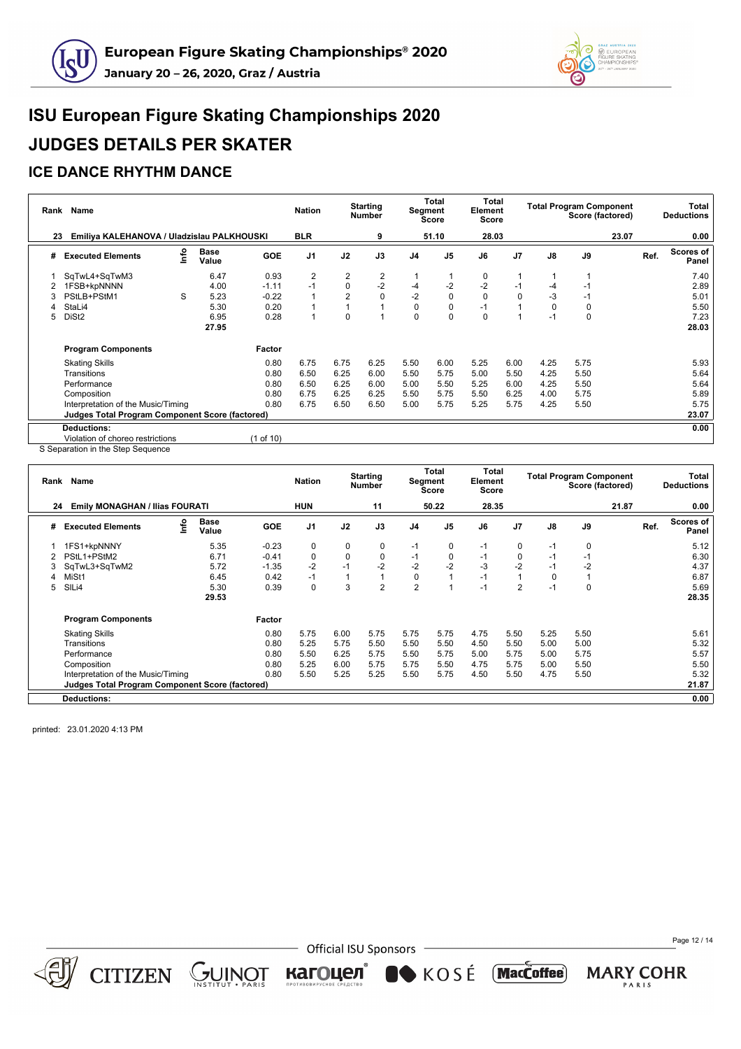# ISU European Figure Skating Championships 2020

# JUDGES DETAILS PER SKATER

## ICE DANCE RHYTHM DANCE

| Rank | Name | Nation | Starting Number | Total Segment Score | Total Element Score | Total Program Component Score (factored) | Total Deductions |
|---|---|---|---|---|---|---|---|
| 23 | Emiliya KALEHANOVA / Uladzislau PALKHOUSKI | BLR | 9 | 51.10 | 28.03 | 23.07 | 0.00 |

| # | Executed Elements | Info | Base Value | GOE | J1 | J2 | J3 | J4 | J5 | J6 | J7 | J8 | J9 | Ref. | Scores of Panel |
|---|---|---|---|---|---|---|---|---|---|---|---|---|---|---|---|
| 1 | SqTwL4+SqTwM3 | | 6.47 | 0.93 | 2 | 2 | 2 | 1 | 1 | 0 | 1 | 1 | 1 | | 7.40 |
| 2 | 1FSB+kpNNNN | | 4.00 | -1.11 | -1 | 0 | -2 | -4 | -2 | -2 | -1 | -4 | -1 | | 2.89 |
| 3 | PStLB+PStM1 | S | 5.23 | -0.22 | 1 | 2 | 0 | -2 | 0 | 0 | 0 | -3 | -1 | | 5.01 |
| 4 | StaLi4 | | 5.30 | 0.20 | 1 | 1 | 1 | 0 | 0 | -1 | 1 | 0 | 0 | | 5.50 |
| 5 | DiSt2 | | 6.95 | 0.28 | 1 | 0 | 1 | 0 | 0 | 0 | 1 | -1 | 0 | | 7.23 |
| | | | 27.95 | | | | | | | | | | | | 28.03 |

| Program Components | Factor | J1 | J2 | J3 | J4 | J5 | J6 | J7 | J8 | J9 | Scores of Panel |
|---|---|---|---|---|---|---|---|---|---|---|---|
| Skating Skills | 0.80 | 6.75 | 6.75 | 6.25 | 5.50 | 6.00 | 5.25 | 6.00 | 4.25 | 5.75 | 5.93 |
| Transitions | 0.80 | 6.50 | 6.25 | 6.00 | 5.50 | 5.75 | 5.00 | 5.50 | 4.25 | 5.50 | 5.64 |
| Performance | 0.80 | 6.50 | 6.25 | 6.00 | 5.00 | 5.50 | 5.25 | 6.00 | 4.25 | 5.50 | 5.64 |
| Composition | 0.80 | 6.75 | 6.25 | 6.25 | 5.50 | 5.75 | 5.50 | 6.25 | 4.00 | 5.75 | 5.89 |
| Interpretation of the Music/Timing | 0.80 | 6.75 | 6.50 | 6.50 | 5.00 | 5.75 | 5.25 | 5.75 | 4.25 | 5.50 | 5.75 |
| **Judges Total Program Component Score (factored)** | | | | | | | | | | | **23.07** |
| **Deductions:** | | | | | | | | | | | **0.00** |
| Violation of choreo restrictions | (1 of 10) | | | | | | | | | | |

S Separation in the Step Sequence

| Rank | Name | Nation | Starting Number | Total Segment Score | Total Element Score | Total Program Component Score (factored) | Total Deductions |
|---|---|---|---|---|---|---|---|
| 24 | Emily MONAGHAN / Ilias FOURATI | HUN | 11 | 50.22 | 28.35 | 21.87 | 0.00 |

| # | Executed Elements | Info | Base Value | GOE | J1 | J2 | J3 | J4 | J5 | J6 | J7 | J8 | J9 | Ref. | Scores of Panel |
|---|---|---|---|---|---|---|---|---|---|---|---|---|---|---|---|
| 1 | 1FS1+kpNNNY | | 5.35 | -0.23 | 0 | 0 | 0 | -1 | 0 | -1 | 0 | -1 | 0 | | 5.12 |
| 2 | PStL1+PStM2 | | 6.71 | -0.41 | 0 | 0 | 0 | -1 | 0 | -1 | 0 | -1 | -1 | | 6.30 |
| 3 | SqTwL3+SqTwM2 | | 5.72 | -1.35 | -2 | -1 | -2 | -2 | -2 | -3 | -2 | -1 | -2 | | 4.37 |
| 4 | MiSt1 | | 6.45 | 0.42 | -1 | 1 | 1 | 0 | 1 | -1 | 1 | 0 | 1 | | 6.87 |
| 5 | SlLi4 | | 5.30 | 0.39 | 0 | 3 | 2 | 2 | 1 | -1 | 2 | -1 | 0 | | 5.69 |
| | | | 29.53 | | | | | | | | | | | | 28.35 |

| Program Components | Factor | J1 | J2 | J3 | J4 | J5 | J6 | J7 | J8 | J9 | Scores of Panel |
|---|---|---|---|---|---|---|---|---|---|---|---|
| Skating Skills | 0.80 | 5.75 | 6.00 | 5.75 | 5.75 | 5.75 | 4.75 | 5.50 | 5.25 | 5.50 | 5.61 |
| Transitions | 0.80 | 5.25 | 5.75 | 5.50 | 5.50 | 5.50 | 4.50 | 5.50 | 5.00 | 5.00 | 5.32 |
| Performance | 0.80 | 5.50 | 6.25 | 5.75 | 5.75 | 5.75 | 5.00 | 5.75 | 5.00 | 5.75 | 5.57 |
| Composition | 0.80 | 5.25 | 6.00 | 5.75 | 5.75 | 5.50 | 4.75 | 5.75 | 5.00 | 5.50 | 5.50 |
| Interpretation of the Music/Timing | 0.80 | 5.50 | 5.25 | 5.25 | 5.50 | 5.75 | 4.50 | 5.50 | 4.75 | 5.50 | 5.32 |
| **Judges Total Program Component Score (factored)** | | | | | | | | | | | **21.87** |
| **Deductions:** | | | | | | | | | | | **0.00** |

printed: 23.01.2020 4:13 PM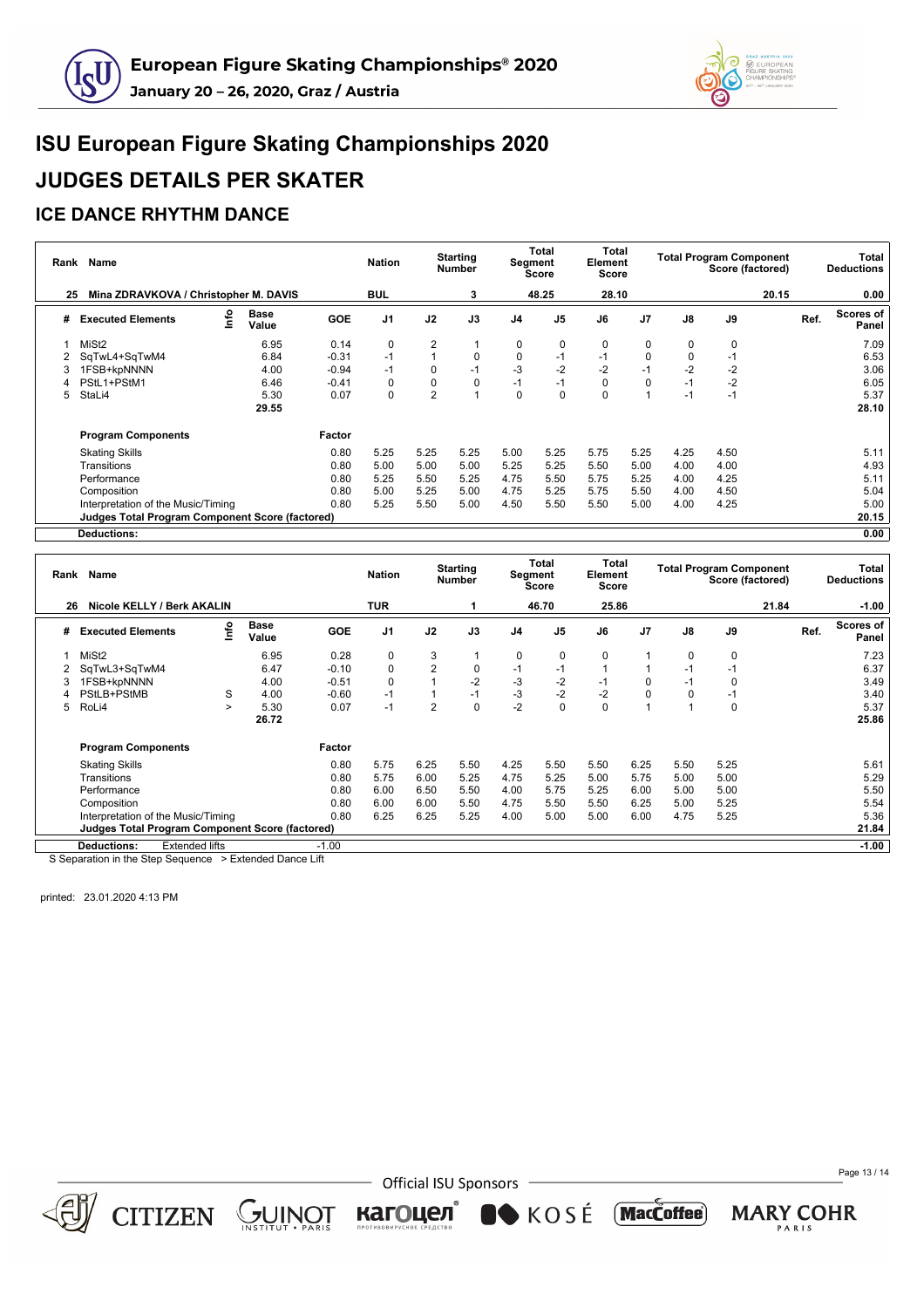# ISU European Figure Skating Championships 2020

## JUDGES DETAILS PER SKATER

### ICE DANCE RHYTHM DANCE

| Rank | Name | Nation | Starting Number | Total Segment Score | Total Element Score | Total Program Component Score (factored) | Total Deductions |
|---|---|---|---|---|---|---|---|
| 25 | Mina ZDRAVKOVA / Christopher M. DAVIS | BUL | 3 | 48.25 | 28.10 | 20.15 | 0.00 |

| # | Executed Elements | Info | Base Value | GOE | J1 | J2 | J3 | J4 | J5 | J6 | J7 | J8 | J9 | Ref. | Scores of Panel |
|---|---|---|---|---|---|---|---|---|---|---|---|---|---|---|---|
| 1 | MiSt2 | | 6.95 | 0.14 | 0 | 2 | 1 | 0 | 0 | 0 | 0 | 0 | 0 | | 7.09 |
| 2 | SqTwL4+SqTwM4 | | 6.84 | -0.31 | -1 | 1 | 0 | 0 | -1 | -1 | 0 | 0 | -1 | | 6.53 |
| 3 | 1FSB+kpNNNN | | 4.00 | -0.94 | -1 | 0 | -1 | -3 | -2 | -2 | -1 | -2 | -2 | | 3.06 |
| 4 | PStL1+PStM1 | | 6.46 | -0.41 | 0 | 0 | 0 | -1 | -1 | 0 | 0 | -1 | -2 | | 6.05 |
| 5 | StaLi4 | | 5.30 | 0.07 | 0 | 2 | 1 | 0 | 0 | 0 | 1 | -1 | -1 | | 5.37 |
| | | | 29.55 | | | | | | | | | | | | 28.10 |

| Program Components | Factor | J1 | J2 | J3 | J4 | J5 | J6 | J7 | J8 | J9 | Scores of Panel |
|---|---|---|---|---|---|---|---|---|---|---|---|
| Skating Skills | 0.80 | 5.25 | 5.25 | 5.25 | 5.00 | 5.25 | 5.75 | 5.25 | 4.25 | 4.50 | 5.11 |
| Transitions | 0.80 | 5.00 | 5.00 | 5.00 | 5.25 | 5.25 | 5.50 | 5.00 | 4.00 | 4.00 | 4.93 |
| Performance | 0.80 | 5.25 | 5.50 | 5.25 | 4.75 | 5.50 | 5.75 | 5.25 | 4.00 | 4.25 | 5.11 |
| Composition | 0.80 | 5.00 | 5.25 | 5.00 | 4.75 | 5.25 | 5.75 | 5.50 | 4.00 | 4.50 | 5.04 |
| Interpretation of the Music/Timing | 0.80 | 5.25 | 5.50 | 5.00 | 4.50 | 5.50 | 5.50 | 5.00 | 4.00 | 4.25 | 5.00 |
| Judges Total Program Component Score (factored) | | | | | | | | | | | 20.15 |
| Deductions: | | | | | | | | | | | 0.00 |

| Rank | Name | Nation | Starting Number | Total Segment Score | Total Element Score | Total Program Component Score (factored) | Total Deductions |
|---|---|---|---|---|---|---|---|
| 26 | Nicole KELLY / Berk AKALIN | TUR | 1 | 46.70 | 25.86 | 21.84 | -1.00 |

| # | Executed Elements | Info | Base Value | GOE | J1 | J2 | J3 | J4 | J5 | J6 | J7 | J8 | J9 | Ref. | Scores of Panel |
|---|---|---|---|---|---|---|---|---|---|---|---|---|---|---|---|
| 1 | MiSt2 | | 6.95 | 0.28 | 0 | 3 | 1 | 0 | 0 | 0 | 1 | 0 | 0 | | 7.23 |
| 2 | SqTwL3+SqTwM4 | | 6.47 | -0.10 | 0 | 2 | 0 | -1 | -1 | 1 | 1 | -1 | -1 | | 6.37 |
| 3 | 1FSB+kpNNNN | | 4.00 | -0.51 | 0 | 1 | -2 | -3 | -2 | -1 | 0 | -1 | 0 | | 3.49 |
| 4 | PStLB+PStMB | S | 4.00 | -0.60 | -1 | 1 | -1 | -3 | -2 | -2 | 0 | 0 | -1 | | 3.40 |
| 5 | RoLi4 | > | 5.30 | 0.07 | -1 | 2 | 0 | -2 | 0 | 0 | 1 | 1 | 0 | | 5.37 |
| | | | 26.72 | | | | | | | | | | | | 25.86 |

| Program Components | Factor | J1 | J2 | J3 | J4 | J5 | J6 | J7 | J8 | J9 | Scores of Panel |
|---|---|---|---|---|---|---|---|---|---|---|---|
| Skating Skills | 0.80 | 5.75 | 6.25 | 5.50 | 4.25 | 5.50 | 5.50 | 6.25 | 5.50 | 5.25 | 5.61 |
| Transitions | 0.80 | 5.75 | 6.00 | 5.25 | 4.75 | 5.25 | 5.00 | 5.75 | 5.00 | 5.00 | 5.29 |
| Performance | 0.80 | 6.00 | 6.50 | 5.50 | 4.00 | 5.75 | 5.25 | 6.00 | 5.00 | 5.00 | 5.50 |
| Composition | 0.80 | 6.00 | 6.00 | 5.50 | 4.75 | 5.50 | 5.50 | 6.25 | 5.00 | 5.25 | 5.54 |
| Interpretation of the Music/Timing | 0.80 | 6.25 | 6.25 | 5.25 | 4.00 | 5.00 | 5.00 | 6.00 | 4.75 | 5.25 | 5.36 |
| Judges Total Program Component Score (factored) | | | | | | | | | | | 21.84 |
| Deductions: Extended lifts | -1.00 | | | | | | | | | | -1.00 |

S Separation in the Step Sequence > Extended Dance Lift

printed: 23.01.2020 4:13 PM

Official ISU Sponsors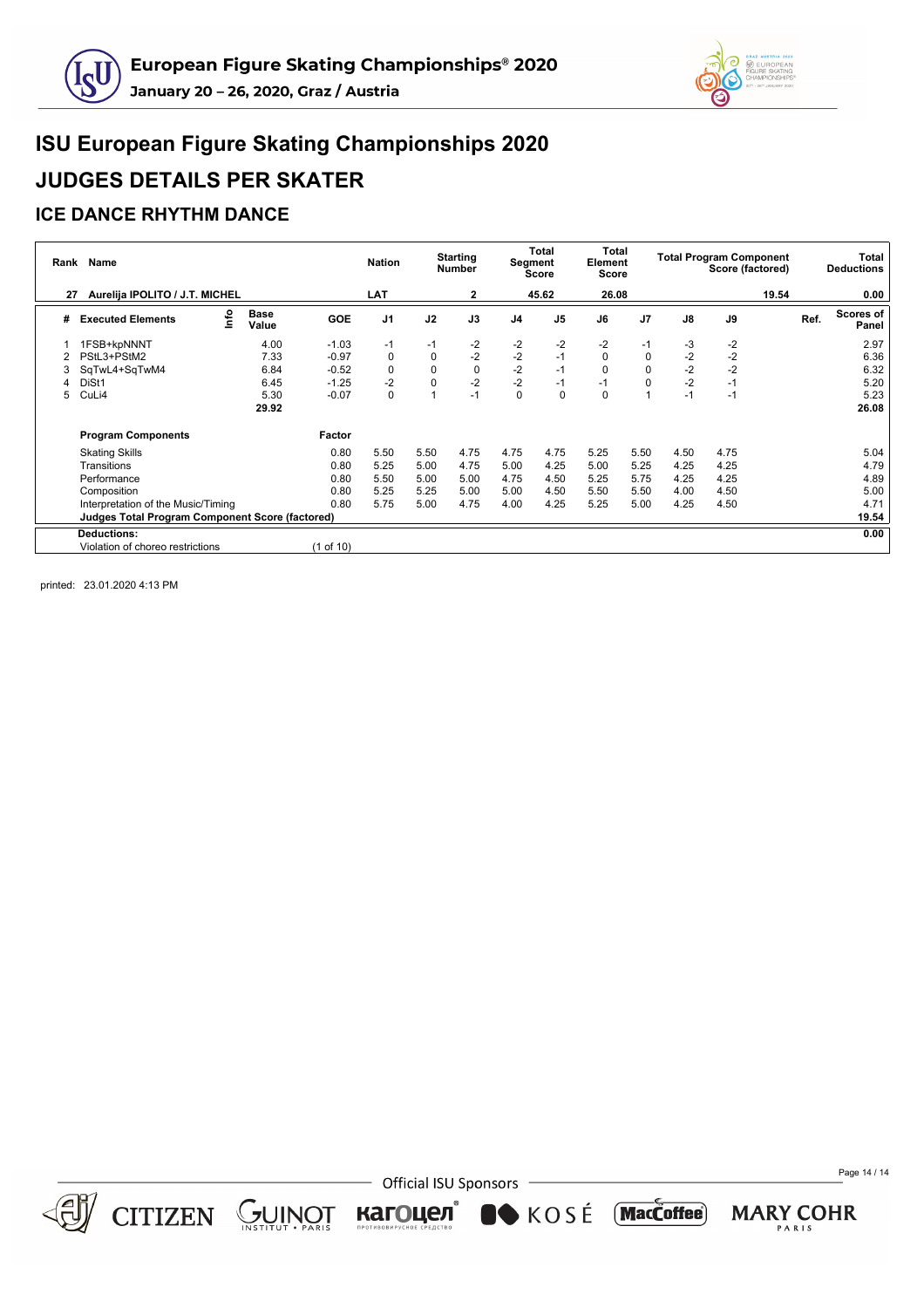# ISU European Figure Skating Championships 2020

# JUDGES DETAILS PER SKATER

## ICE DANCE RHYTHM DANCE

| Rank | Name | Nation | Starting Number | Total Segment Score | Total Element Score | Total Program Component Score (factored) | Total Deductions |
|---|---|---|---|---|---|---|---|
| 27 | Aurelija IPOLITO / J.T. MICHEL | LAT | 2 | 45.62 | 26.08 | 19.54 | 0.00 |

| # | Executed Elements | Info | Base Value | GOE | J1 | J2 | J3 | J4 | J5 | J6 | J7 | J8 | J9 | Ref. | Scores of Panel |
|---|---|---|---|---|---|---|---|---|---|---|---|---|---|---|---|
| 1 | 1FSB+kpNNNT | | 4.00 | -1.03 | -1 | -1 | -2 | -2 | -2 | -2 | -1 | -3 | -2 | | 2.97 |
| 2 | PStL3+PStM2 | | 7.33 | -0.97 | 0 | 0 | -2 | -2 | -1 | 0 | 0 | -2 | -2 | | 6.36 |
| 3 | SqTwL4+SqTwM4 | | 6.84 | -0.52 | 0 | 0 | 0 | -2 | -1 | 0 | 0 | -2 | -2 | | 6.32 |
| 4 | DiSt1 | | 6.45 | -1.25 | -2 | 0 | -2 | -2 | -1 | -1 | 0 | -2 | -1 | | 5.20 |
| 5 | CuLi4 | | 5.30 | -0.07 | 0 | 1 | -1 | 0 | 0 | 0 | 1 | -1 | -1 | | 5.23 |
| | | | 29.92 | | | | | | | | | | | | 26.08 |
| | **Program Components** | | | **Factor** | | | | | | | | | | | |
| | Skating Skills | | | 0.80 | 5.50 | 5.50 | 4.75 | 4.75 | 4.75 | 5.25 | 5.50 | 4.50 | 4.75 | | 5.04 |
| | Transitions | | | 0.80 | 5.25 | 5.00 | 4.75 | 5.00 | 4.25 | 5.00 | 5.25 | 4.25 | 4.25 | | 4.79 |
| | Performance | | | 0.80 | 5.50 | 5.00 | 5.00 | 4.75 | 4.50 | 5.25 | 5.75 | 4.25 | 4.25 | | 4.89 |
| | Composition | | | 0.80 | 5.25 | 5.25 | 5.00 | 5.00 | 4.50 | 5.50 | 5.50 | 4.00 | 4.50 | | 5.00 |
| | Interpretation of the Music/Timing | | | 0.80 | 5.75 | 5.00 | 4.75 | 4.00 | 4.25 | 5.25 | 5.00 | 4.25 | 4.50 | | 4.71 |
| | **Judges Total Program Component Score (factored)** | | | | | | | | | | | | | | 19.54 |
| | **Deductions:** | | | | | | | | | | | | | | 0.00 |
| | Violation of choreo restrictions | | | (1 of 10) | | | | | | | | | | | |

printed: 23.01.2020 4:13 PM